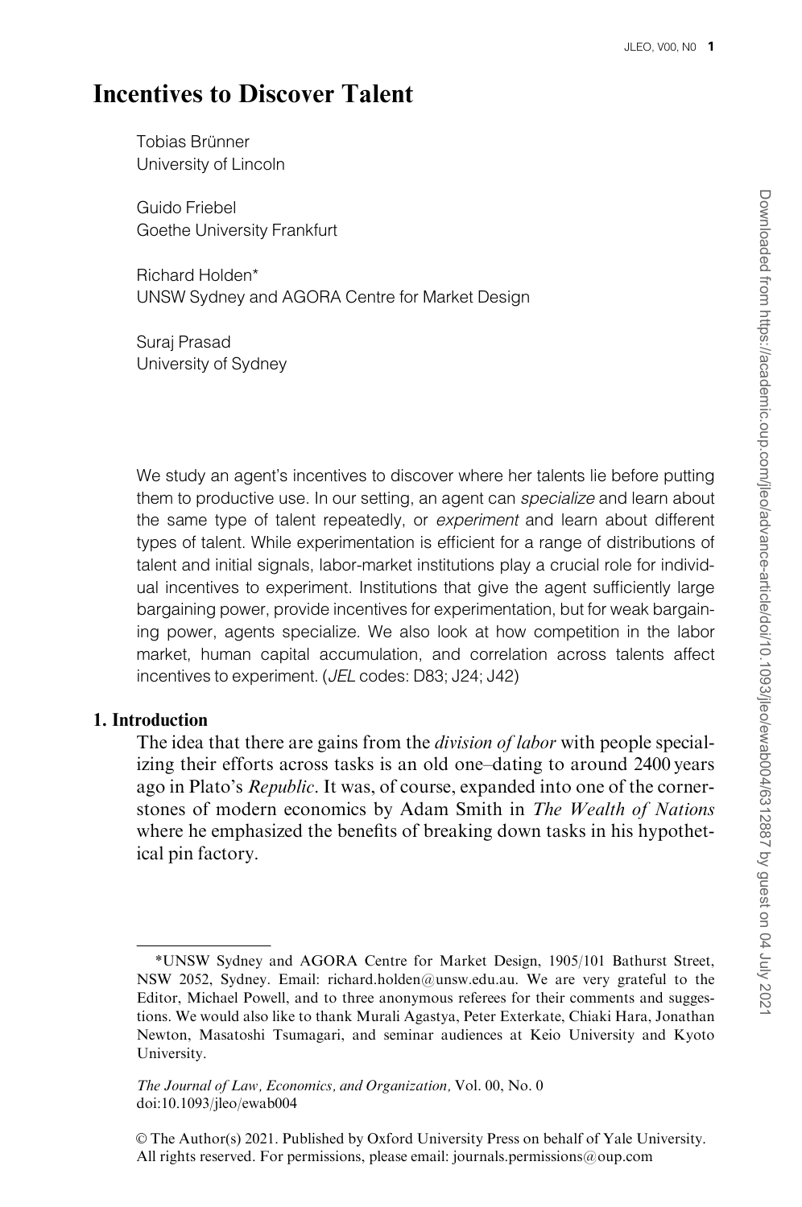# Incentives to Discover Talent

Tobias Brünner
University of Lincoln

Guido Friebel
Goethe University Frankfurt

Richard Holden*
UNSW Sydney and AGORA Centre for Market Design

Suraj Prasad
University of Sydney

We study an agent's incentives to discover where her talents lie before putting them to productive use. In our setting, an agent can *specialize* and learn about the same type of talent repeatedly, or *experiment* and learn about different types of talent. While experimentation is efficient for a range of distributions of talent and initial signals, labor-market institutions play a crucial role for individual incentives to experiment. Institutions that give the agent sufficiently large bargaining power, provide incentives for experimentation, but for weak bargaining power, agents specialize. We also look at how competition in the labor market, human capital accumulation, and correlation across talents affect incentives to experiment. (*JEL* codes: D83; J24; J42)

## 1. Introduction

The idea that there are gains from the *division of labor* with people specializing their efforts across tasks is an old one–dating to around 2400 years ago in Plato's *Republic*. It was, of course, expanded into one of the cornerstones of modern economics by Adam Smith in *The Wealth of Nations* where he emphasized the benefits of breaking down tasks in his hypothetical pin factory.

*UNSW Sydney and AGORA Centre for Market Design, 1905/101 Bathurst Street, NSW 2052, Sydney. Email: richard.holden@unsw.edu.au. We are very grateful to the Editor, Michael Powell, and to three anonymous referees for their comments and suggestions. We would also like to thank Murali Agastya, Peter Exterkate, Chiaki Hara, Jonathan Newton, Masatoshi Tsumagari, and seminar audiences at Keio University and Kyoto University.

*The Journal of Law, Economics, and Organization,* Vol. 00, No. 0
doi:10.1093/jleo/ewab004

© The Author(s) 2021. Published by Oxford University Press on behalf of Yale University. All rights reserved. For permissions, please email: journals.permissions@oup.com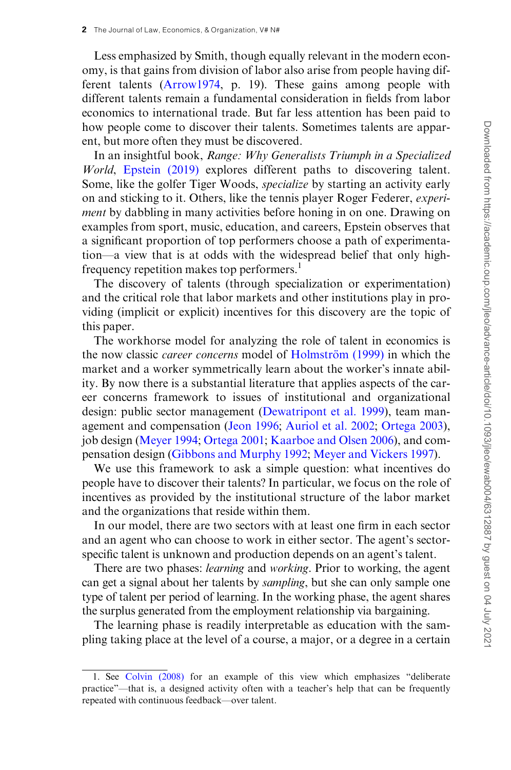Less emphasized by Smith, though equally relevant in the modern economy, is that gains from division of labor also arise from people having different talents (Arrow1974, p. 19). These gains among people with different talents remain a fundamental consideration in fields from labor economics to international trade. But far less attention has been paid to how people come to discover their talents. Sometimes talents are apparent, but more often they must be discovered.

In an insightful book, *Range: Why Generalists Triumph in a Specialized World*, Epstein (2019) explores different paths to discovering talent. Some, like the golfer Tiger Woods, *specialize* by starting an activity early on and sticking to it. Others, like the tennis player Roger Federer, *experiment* by dabbling in many activities before honing in on one. Drawing on examples from sport, music, education, and careers, Epstein observes that a significant proportion of top performers choose a path of experimentation—a view that is at odds with the widespread belief that only high-frequency repetition makes top performers.[1]

The discovery of talents (through specialization or experimentation) and the critical role that labor markets and other institutions play in providing (implicit or explicit) incentives for this discovery are the topic of this paper.

The workhorse model for analyzing the role of talent in economics is the now classic *career concerns* model of Holmström (1999) in which the market and a worker symmetrically learn about the worker's innate ability. By now there is a substantial literature that applies aspects of the career concerns framework to issues of institutional and organizational design: public sector management (Dewatripont et al. 1999), team management and compensation (Jeon 1996; Auriol et al. 2002; Ortega 2003), job design (Meyer 1994; Ortega 2001; Kaarboe and Olsen 2006), and compensation design (Gibbons and Murphy 1992; Meyer and Vickers 1997).

We use this framework to ask a simple question: what incentives do people have to discover their talents? In particular, we focus on the role of incentives as provided by the institutional structure of the labor market and the organizations that reside within them.

In our model, there are two sectors with at least one firm in each sector and an agent who can choose to work in either sector. The agent's sector-specific talent is unknown and production depends on an agent's talent.

There are two phases: *learning* and *working*. Prior to working, the agent can get a signal about her talents by *sampling*, but she can only sample one type of talent per period of learning. In the working phase, the agent shares the surplus generated from the employment relationship via bargaining.

The learning phase is readily interpretable as education with the sampling taking place at the level of a course, a major, or a degree in a certain

1. See Colvin (2008) for an example of this view which emphasizes "deliberate practice"—that is, a designed activity often with a teacher's help that can be frequently repeated with continuous feedback—over talent.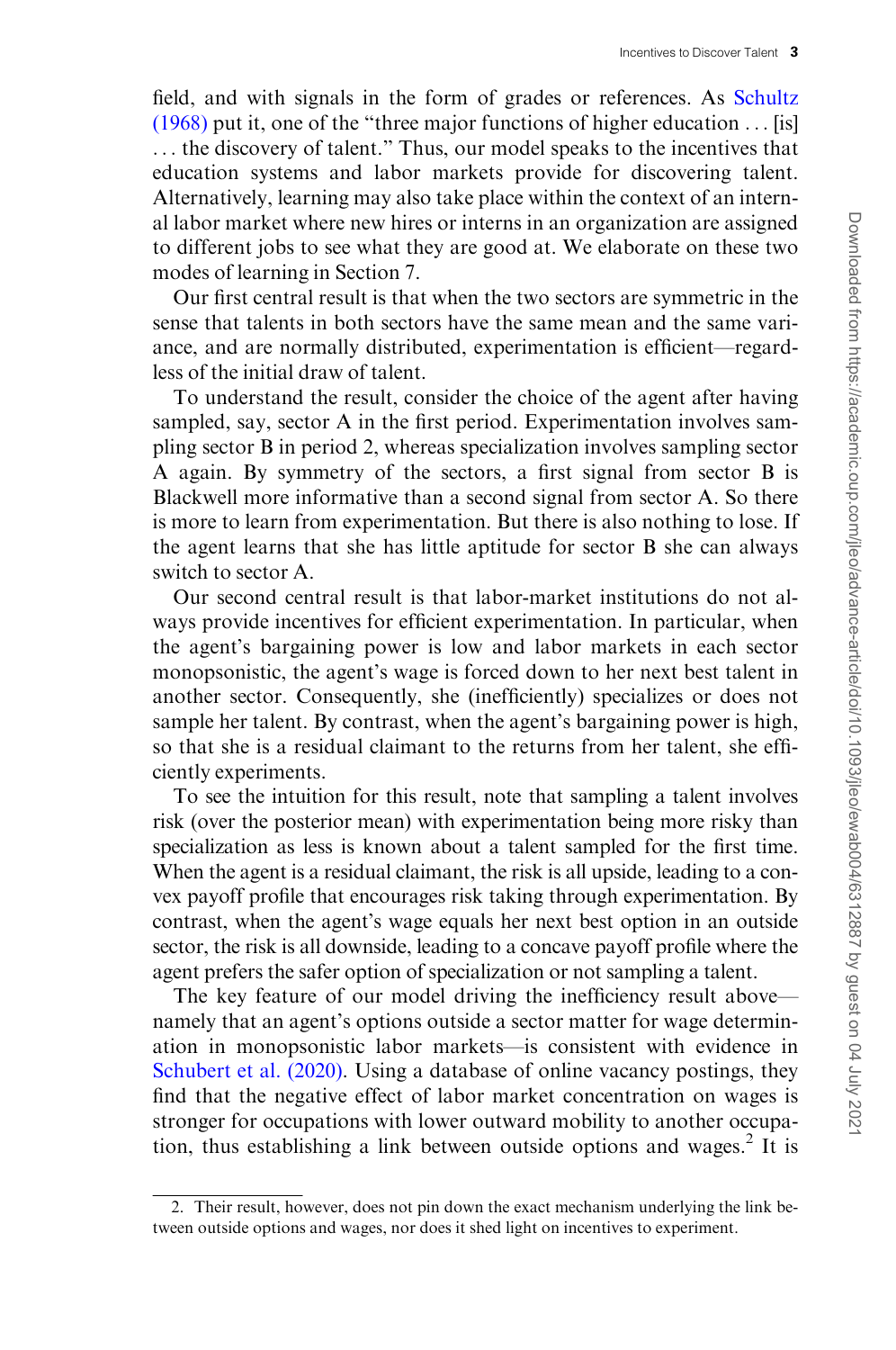field, and with signals in the form of grades or references. As Schultz (1968) put it, one of the "three major functions of higher education … [is] … the discovery of talent." Thus, our model speaks to the incentives that education systems and labor markets provide for discovering talent. Alternatively, learning may also take place within the context of an internal labor market where new hires or interns in an organization are assigned to different jobs to see what they are good at. We elaborate on these two modes of learning in Section 7.

Our first central result is that when the two sectors are symmetric in the sense that talents in both sectors have the same mean and the same variance, and are normally distributed, experimentation is efficient—regardless of the initial draw of talent.

To understand the result, consider the choice of the agent after having sampled, say, sector A in the first period. Experimentation involves sampling sector B in period 2, whereas specialization involves sampling sector A again. By symmetry of the sectors, a first signal from sector B is Blackwell more informative than a second signal from sector A. So there is more to learn from experimentation. But there is also nothing to lose. If the agent learns that she has little aptitude for sector B she can always switch to sector A.

Our second central result is that labor-market institutions do not always provide incentives for efficient experimentation. In particular, when the agent's bargaining power is low and labor markets in each sector monopsonistic, the agent's wage is forced down to her next best talent in another sector. Consequently, she (inefficiently) specializes or does not sample her talent. By contrast, when the agent's bargaining power is high, so that she is a residual claimant to the returns from her talent, she efficiently experiments.

To see the intuition for this result, note that sampling a talent involves risk (over the posterior mean) with experimentation being more risky than specialization as less is known about a talent sampled for the first time. When the agent is a residual claimant, the risk is all upside, leading to a convex payoff profile that encourages risk taking through experimentation. By contrast, when the agent's wage equals her next best option in an outside sector, the risk is all downside, leading to a concave payoff profile where the agent prefers the safer option of specialization or not sampling a talent.

The key feature of our model driving the inefficiency result above—namely that an agent's options outside a sector matter for wage determination in monopsonistic labor markets—is consistent with evidence in Schubert et al. (2020). Using a database of online vacancy postings, they find that the negative effect of labor market concentration on wages is stronger for occupations with lower outward mobility to another occupation, thus establishing a link between outside options and wages.[2] It is

---

2. Their result, however, does not pin down the exact mechanism underlying the link between outside options and wages, nor does it shed light on incentives to experiment.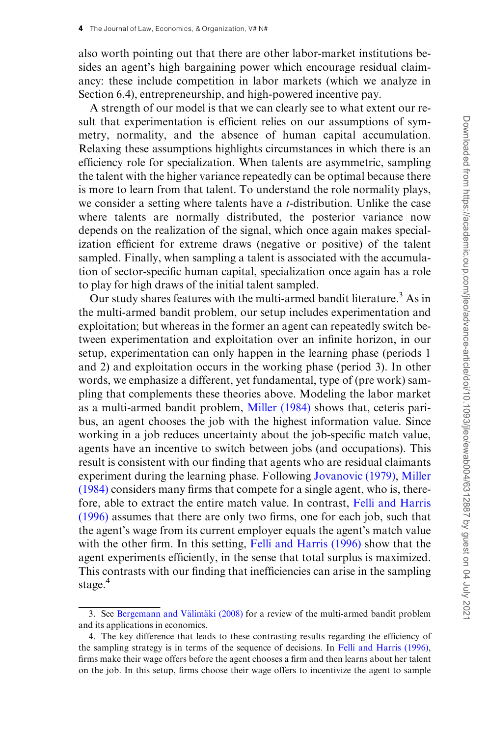also worth pointing out that there are other labor-market institutions besides an agent's high bargaining power which encourage residual claimancy: these include competition in labor markets (which we analyze in Section 6.4), entrepreneurship, and high-powered incentive pay.

A strength of our model is that we can clearly see to what extent our result that experimentation is efficient relies on our assumptions of symmetry, normality, and the absence of human capital accumulation. Relaxing these assumptions highlights circumstances in which there is an efficiency role for specialization. When talents are asymmetric, sampling the talent with the higher variance repeatedly can be optimal because there is more to learn from that talent. To understand the role normality plays, we consider a setting where talents have a $t$-distribution. Unlike the case where talents are normally distributed, the posterior variance now depends on the realization of the signal, which once again makes specialization efficient for extreme draws (negative or positive) of the talent sampled. Finally, when sampling a talent is associated with the accumulation of sector-specific human capital, specialization once again has a role to play for high draws of the initial talent sampled.

Our study shares features with the multi-armed bandit literature.[3] As in the multi-armed bandit problem, our setup includes experimentation and exploitation; but whereas in the former an agent can repeatedly switch between experimentation and exploitation over an infinite horizon, in our setup, experimentation can only happen in the learning phase (periods 1 and 2) and exploitation occurs in the working phase (period 3). In other words, we emphasize a different, yet fundamental, type of (pre work) sampling that complements these theories above. Modeling the labor market as a multi-armed bandit problem, Miller (1984) shows that, ceteris paribus, an agent chooses the job with the highest information value. Since working in a job reduces uncertainty about the job-specific match value, agents have an incentive to switch between jobs (and occupations). This result is consistent with our finding that agents who are residual claimants experiment during the learning phase. Following Jovanovic (1979), Miller (1984) considers many firms that compete for a single agent, who is, therefore, able to extract the entire match value. In contrast, Felli and Harris (1996) assumes that there are only two firms, one for each job, such that the agent's wage from its current employer equals the agent's match value with the other firm. In this setting, Felli and Harris (1996) show that the agent experiments efficiently, in the sense that total surplus is maximized. This contrasts with our finding that inefficiencies can arise in the sampling stage.[4]

3. See Bergemann and Välimäki (2008) for a review of the multi-armed bandit problem and its applications in economics.

4. The key difference that leads to these contrasting results regarding the efficiency of the sampling strategy is in terms of the sequence of decisions. In Felli and Harris (1996), firms make their wage offers before the agent chooses a firm and then learns about her talent on the job. In this setup, firms choose their wage offers to incentivize the agent to sample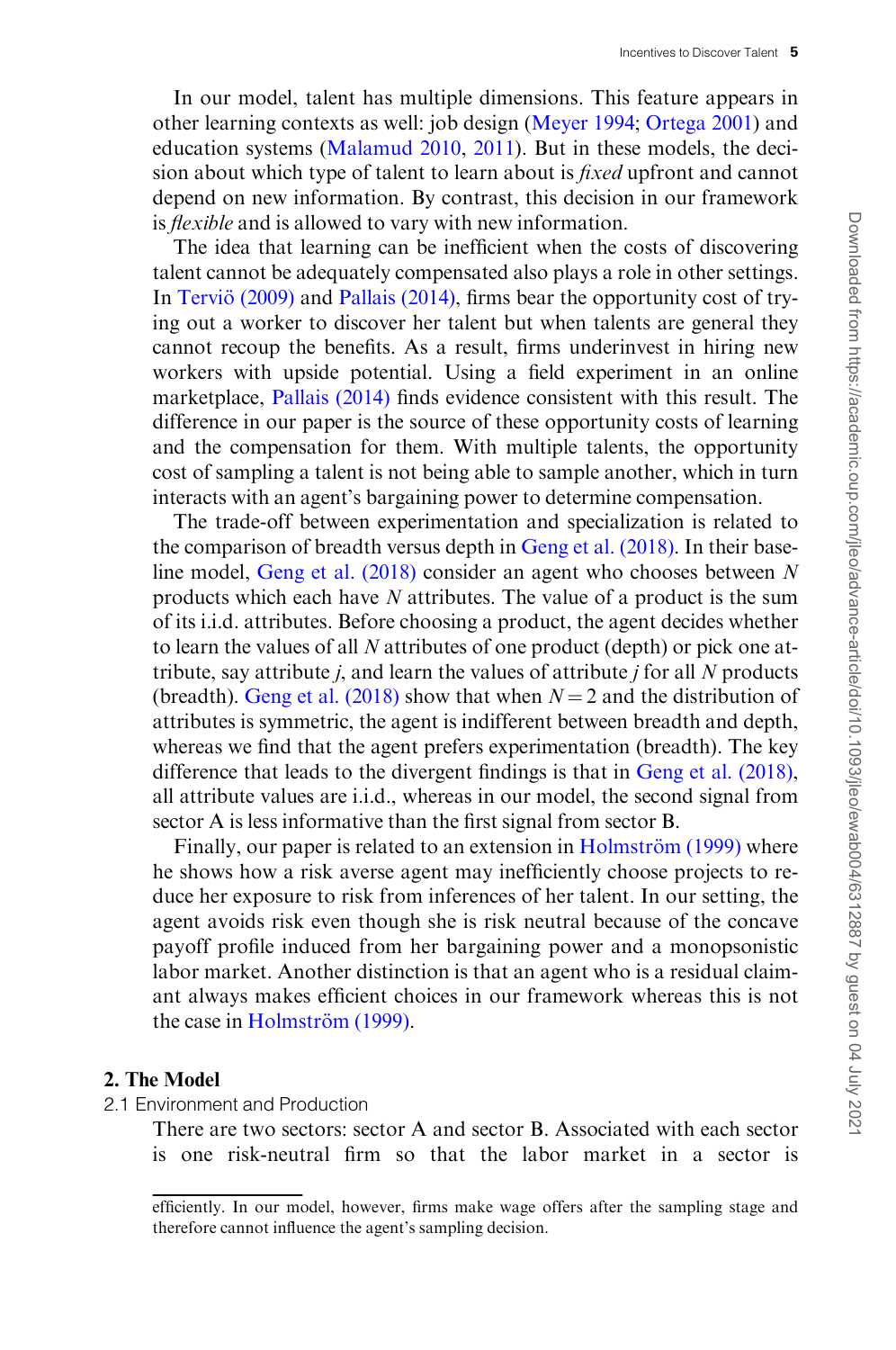In our model, talent has multiple dimensions. This feature appears in other learning contexts as well: job design (Meyer 1994; Ortega 2001) and education systems (Malamud 2010, 2011). But in these models, the decision about which type of talent to learn about is *fixed* upfront and cannot depend on new information. By contrast, this decision in our framework is *flexible* and is allowed to vary with new information.

The idea that learning can be inefficient when the costs of discovering talent cannot be adequately compensated also plays a role in other settings. In Terviö (2009) and Pallais (2014), firms bear the opportunity cost of trying out a worker to discover her talent but when talents are general they cannot recoup the benefits. As a result, firms underinvest in hiring new workers with upside potential. Using a field experiment in an online marketplace, Pallais (2014) finds evidence consistent with this result. The difference in our paper is the source of these opportunity costs of learning and the compensation for them. With multiple talents, the opportunity cost of sampling a talent is not being able to sample another, which in turn interacts with an agent's bargaining power to determine compensation.

The trade-off between experimentation and specialization is related to the comparison of breadth versus depth in Geng et al. (2018). In their baseline model, Geng et al. (2018) consider an agent who chooses between $N$ products which each have $N$ attributes. The value of a product is the sum of its i.i.d. attributes. Before choosing a product, the agent decides whether to learn the values of all $N$ attributes of one product (depth) or pick one attribute, say attribute $j$, and learn the values of attribute $j$ for all $N$ products (breadth). Geng et al. (2018) show that when $N = 2$ and the distribution of attributes is symmetric, the agent is indifferent between breadth and depth, whereas we find that the agent prefers experimentation (breadth). The key difference that leads to the divergent findings is that in Geng et al. (2018), all attribute values are i.i.d., whereas in our model, the second signal from sector A is less informative than the first signal from sector B.

Finally, our paper is related to an extension in Holmström (1999) where he shows how a risk averse agent may inefficiently choose projects to reduce her exposure to risk from inferences of her talent. In our setting, the agent avoids risk even though she is risk neutral because of the concave payoff profile induced from her bargaining power and a monopsonistic labor market. Another distinction is that an agent who is a residual claimant always makes efficient choices in our framework whereas this is not the case in Holmström (1999).

## 2. The Model

### 2.1 Environment and Production

There are two sectors: sector A and sector B. Associated with each sector is one risk-neutral firm so that the labor market in a sector is

---

efficiently. In our model, however, firms make wage offers after the sampling stage and therefore cannot influence the agent's sampling decision.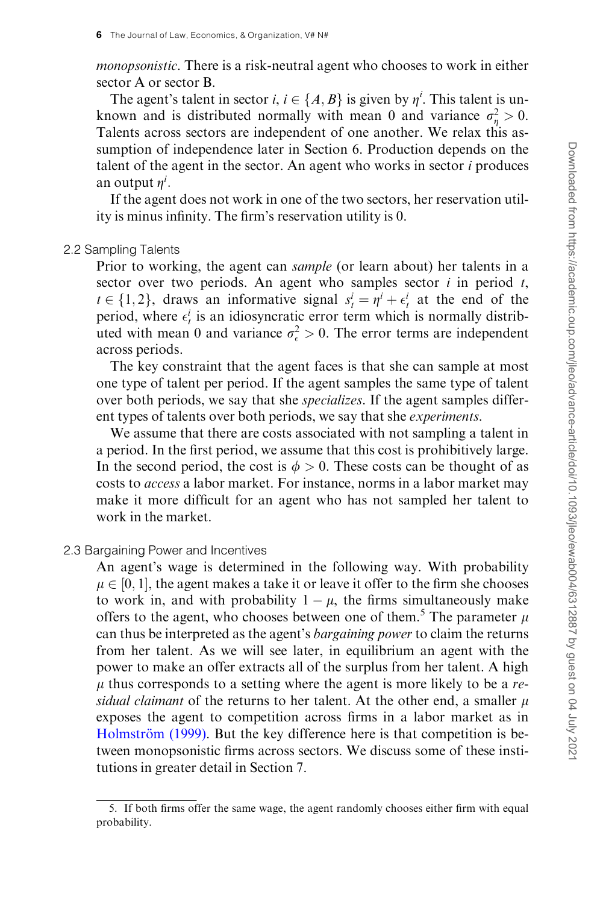*monopsonistic*. There is a risk-neutral agent who chooses to work in either sector A or sector B.

The agent's talent in sector $i$, $i \in \{A, B\}$ is given by $\eta^i$. This talent is unknown and is distributed normally with mean 0 and variance $\sigma_\eta^2 > 0$. Talents across sectors are independent of one another. We relax this assumption of independence later in Section 6. Production depends on the talent of the agent in the sector. An agent who works in sector $i$ produces an output $\eta^i$.

If the agent does not work in one of the two sectors, her reservation utility is minus infinity. The firm's reservation utility is 0.

## 2.2 Sampling Talents

Prior to working, the agent can *sample* (or learn about) her talents in a sector over two periods. An agent who samples sector $i$ in period $t$, $t \in \{1, 2\}$, draws an informative signal $s_t^i = \eta^i + \epsilon_t^i$ at the end of the period, where $\epsilon_t^i$ is an idiosyncratic error term which is normally distributed with mean 0 and variance $\sigma_\epsilon^2 > 0$. The error terms are independent across periods.

The key constraint that the agent faces is that she can sample at most one type of talent per period. If the agent samples the same type of talent over both periods, we say that she *specializes*. If the agent samples different types of talents over both periods, we say that she *experiments*.

We assume that there are costs associated with not sampling a talent in a period. In the first period, we assume that this cost is prohibitively large. In the second period, the cost is $\phi > 0$. These costs can be thought of as costs to *access* a labor market. For instance, norms in a labor market may make it more difficult for an agent who has not sampled her talent to work in the market.

## 2.3 Bargaining Power and Incentives

An agent's wage is determined in the following way. With probability $\mu \in [0, 1]$, the agent makes a take it or leave it offer to the firm she chooses to work in, and with probability $1 - \mu$, the firms simultaneously make offers to the agent, who chooses between one of them.[5] The parameter $\mu$ can thus be interpreted as the agent's *bargaining power* to claim the returns from her talent. As we will see later, in equilibrium an agent with the power to make an offer extracts all of the surplus from her talent. A high $\mu$ thus corresponds to a setting where the agent is more likely to be a *residual claimant* of the returns to her talent. At the other end, a smaller $\mu$ exposes the agent to competition across firms in a labor market as in Holmström (1999). But the key difference here is that competition is between monopsonistic firms across sectors. We discuss some of these institutions in greater detail in Section 7.

5. If both firms offer the same wage, the agent randomly chooses either firm with equal probability.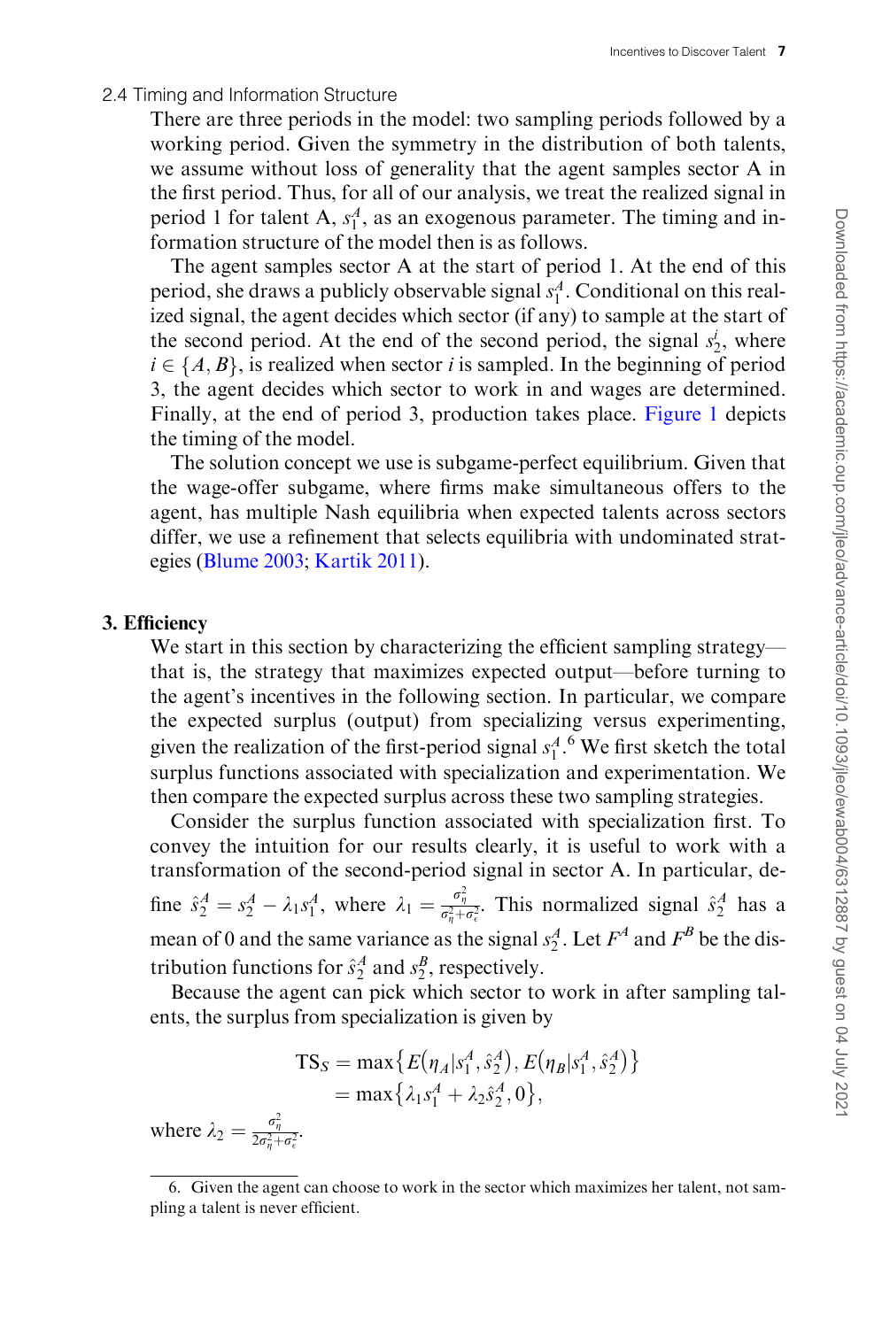### 2.4 Timing and Information Structure

There are three periods in the model: two sampling periods followed by a working period. Given the symmetry in the distribution of both talents, we assume without loss of generality that the agent samples sector A in the first period. Thus, for all of our analysis, we treat the realized signal in period 1 for talent A, $s_1^A$, as an exogenous parameter. The timing and information structure of the model then is as follows.

The agent samples sector A at the start of period 1. At the end of this period, she draws a publicly observable signal $s_1^A$. Conditional on this realized signal, the agent decides which sector (if any) to sample at the start of the second period. At the end of the second period, the signal $s_2^i$, where $i \in \{A, B\}$, is realized when sector $i$ is sampled. In the beginning of period 3, the agent decides which sector to work in and wages are determined. Finally, at the end of period 3, production takes place. Figure 1 depicts the timing of the model.

The solution concept we use is subgame-perfect equilibrium. Given that the wage-offer subgame, where firms make simultaneous offers to the agent, has multiple Nash equilibria when expected talents across sectors differ, we use a refinement that selects equilibria with undominated strategies (Blume 2003; Kartik 2011).

## 3. Efficiency

We start in this section by characterizing the efficient sampling strategy—that is, the strategy that maximizes expected output—before turning to the agent's incentives in the following section. In particular, we compare the expected surplus (output) from specializing versus experimenting, given the realization of the first-period signal $s_1^A$.[6] We first sketch the total surplus functions associated with specialization and experimentation. We then compare the expected surplus across these two sampling strategies.

Consider the surplus function associated with specialization first. To convey the intuition for our results clearly, it is useful to work with a transformation of the second-period signal in sector A. In particular, define $\hat{s}_2^A = s_2^A - \lambda_1 s_1^A$, where $\lambda_1 = \frac{\sigma_\eta^2}{\sigma_\eta^2 + \sigma_\epsilon^2}$. This normalized signal $\hat{s}_2^A$ has a mean of 0 and the same variance as the signal $s_2^A$. Let $F^A$ and $F^B$ be the distribution functions for $\hat{s}_2^A$ and $s_2^B$, respectively.

Because the agent can pick which sector to work in after sampling talents, the surplus from specialization is given by

$$
\begin{aligned}
\mathrm{TS}_S &= \max\left\{E\left(\eta_A | s_1^A, \hat{s}_2^A\right), E\left(\eta_B | s_1^A, \hat{s}_2^A\right)\right\} \\
&= \max\left\{\lambda_1 s_1^A + \lambda_2 \hat{s}_2^A, 0\right\},
\end{aligned}
$$

where $\lambda_2 = \frac{\sigma_\eta^2}{2\sigma_\eta^2 + \sigma_\epsilon^2}$.

---

6. Given the agent can choose to work in the sector which maximizes her talent, not sampling a talent is never efficient.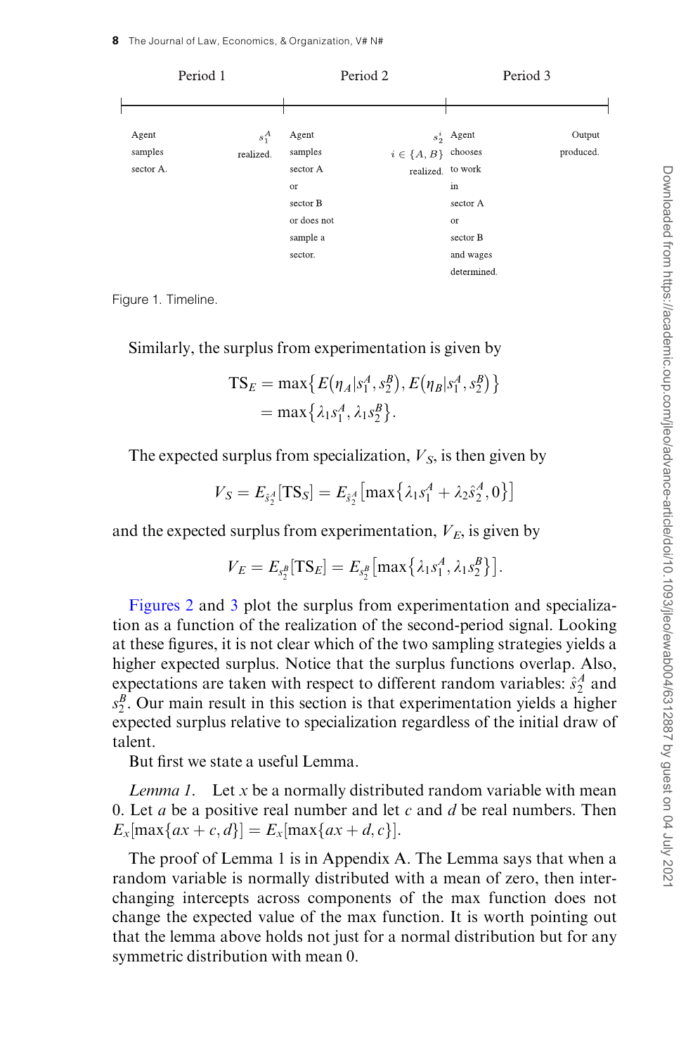| Period 1 | | Period 2 | | Period 3 | |
|---|---|---|---|---|---|
| Agent samples sector A. | $s_1^A$ realized. | Agent samples sector A or sector B or does not sample a sector. | $s_2^i$ $i \in \{A, B\}$ realized. | Agent chooses to work in sector A or sector B and wages determined. | Output produced. |

Figure 1. Timeline.

Similarly, the surplus from experimentation is given by

$$
\begin{aligned}
\text{TS}_E &= \max\left\{E\left(\eta_A | s_1^A, s_2^B\right), E\left(\eta_B | s_1^A, s_2^B\right)\right\} \\
&= \max\left\{\lambda_1 s_1^A, \lambda_1 s_2^B\right\}.
\end{aligned}
$$

The expected surplus from specialization, $V_S$, is then given by

$$
V_S = E_{\hat{s}_2^A}[\text{TS}_S] = E_{\hat{s}_2^A}\left[\max\left\{\lambda_1 s_1^A + \lambda_2 \hat{s}_2^A, 0\right\}\right]
$$

and the expected surplus from experimentation, $V_E$, is given by

$$
V_E = E_{s_2^B}[\text{TS}_E] = E_{s_2^B}\left[\max\left\{\lambda_1 s_1^A, \lambda_1 s_2^B\right\}\right].
$$

Figures 2 and 3 plot the surplus from experimentation and specialization as a function of the realization of the second-period signal. Looking at these figures, it is not clear which of the two sampling strategies yields a higher expected surplus. Notice that the surplus functions overlap. Also, expectations are taken with respect to different random variables: $\hat{s}_2^A$ and $s_2^B$. Our main result in this section is that experimentation yields a higher expected surplus relative to specialization regardless of the initial draw of talent.

But first we state a useful Lemma.

*Lemma 1.* Let $x$ be a normally distributed random variable with mean 0. Let $a$ be a positive real number and let $c$ and $d$ be real numbers. Then $E_x[\max\{ax + c, d\}] = E_x[\max\{ax + d, c\}]$.

The proof of Lemma 1 is in Appendix A. The Lemma says that when a random variable is normally distributed with a mean of zero, then interchanging intercepts across components of the max function does not change the expected value of the max function. It is worth pointing out that the lemma above holds not just for a normal distribution but for any symmetric distribution with mean 0.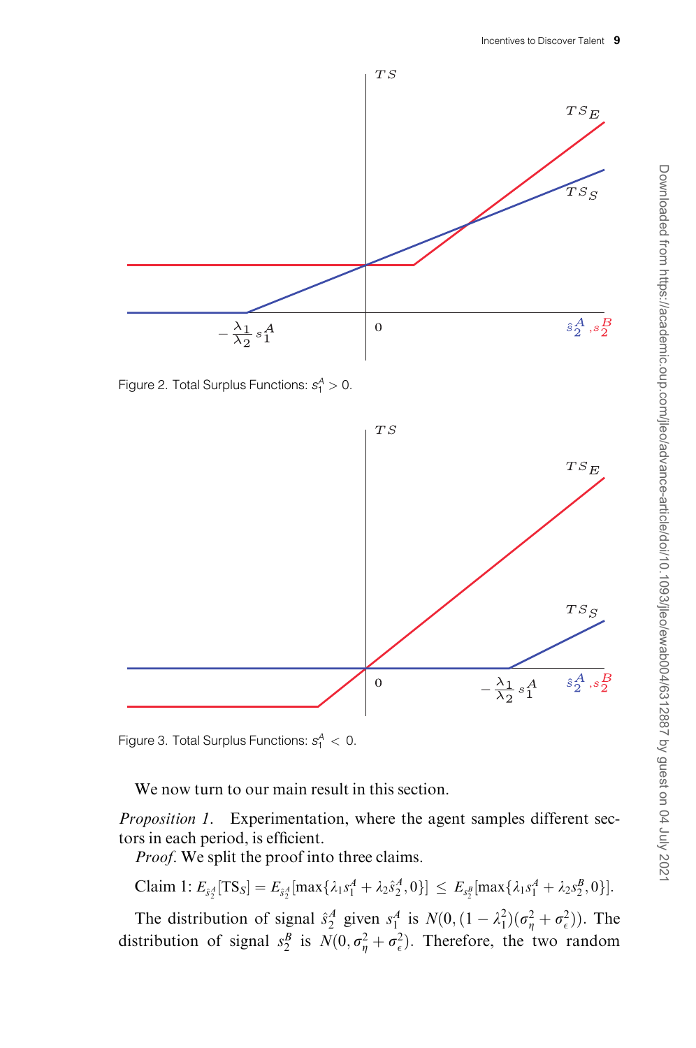Figure 2. Total Surplus Functions: $s_1^A > 0$.

Figure 3. Total Surplus Functions: $s_1^A < 0$.

We now turn to our main result in this section.

*Proposition 1.* Experimentation, where the agent samples different sectors in each period, is efficient.

*Proof.* We split the proof into three claims.

Claim 1: $E_{\hat{s}_2^A}[\mathrm{TS}_S] = E_{\hat{s}_2^A}[\max\{\lambda_1 s_1^A + \lambda_2 \hat{s}_2^A, 0\}] \leq E_{s_2^B}[\max\{\lambda_1 s_1^A + \lambda_2 s_2^B, 0\}]$.

The distribution of signal $\hat{s}_2^A$ given $s_1^A$ is $N(0, (1-\lambda_1^2)(\sigma_\eta^2 + \sigma_\epsilon^2))$. The distribution of signal $s_2^B$ is $N(0, \sigma_\eta^2 + \sigma_\epsilon^2)$. Therefore, the two random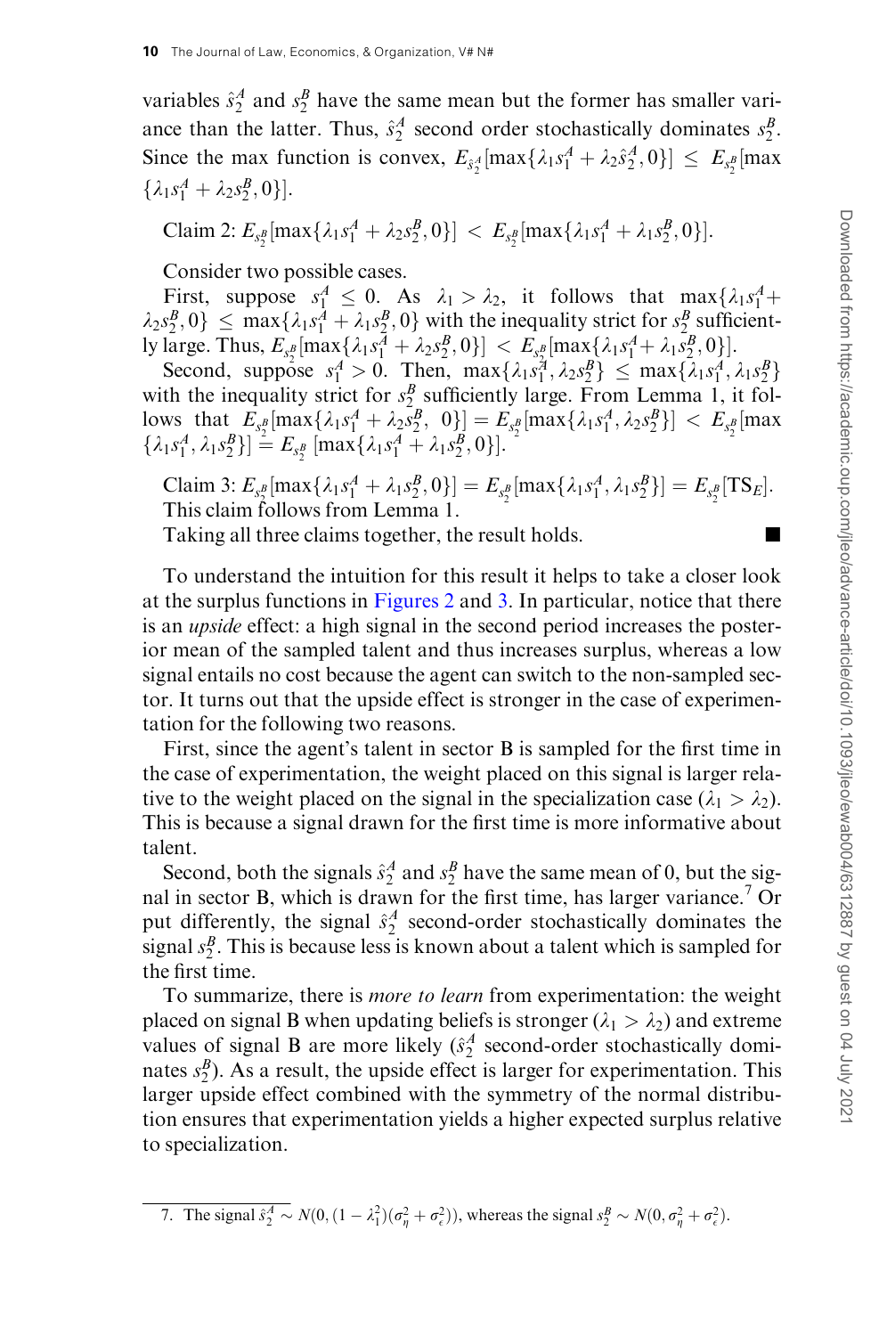variables $\hat{s}_2^A$ and $s_2^B$ have the same mean but the former has smaller variance than the latter. Thus, $\hat{s}_2^A$ second order stochastically dominates $s_2^B$. Since the max function is convex, $E_{\hat{s}_2^A}[\max\{\lambda_1 s_1^A + \lambda_2 \hat{s}_2^A, 0\}] \leq E_{s_2^B}[\max\{\lambda_1 s_1^A + \lambda_2 s_2^B, 0\}]$.

Claim 2: $E_{s_2^B}[\max\{\lambda_1 s_1^A + \lambda_2 s_2^B, 0\}] < E_{s_2^B}[\max\{\lambda_1 s_1^A + \lambda_1 s_2^B, 0\}]$.

Consider two possible cases.

First, suppose $s_1^A \leq 0$. As $\lambda_1 > \lambda_2$, it follows that $\max\{\lambda_1 s_1^A + \lambda_2 s_2^B, 0\} \leq \max\{\lambda_1 s_1^A + \lambda_1 s_2^B, 0\}$ with the inequality strict for $s_2^B$ sufficiently large. Thus, $E_{s_2^B}[\max\{\lambda_1 s_1^A + \lambda_2 s_2^B, 0\}] < E_{s_2^B}[\max\{\lambda_1 s_1^A + \lambda_1 s_2^B, 0\}]$.

Second, suppose $s_1^A > 0$. Then, $\max\{\lambda_1 s_1^A, \lambda_2 s_2^B\} \leq \max\{\lambda_1 s_1^A, \lambda_1 s_2^B\}$ with the inequality strict for $s_2^B$ sufficiently large. From Lemma 1, it follows that $E_{s_2^B}[\max\{\lambda_1 s_1^A + \lambda_2 s_2^B, 0\}] = E_{s_2^B}[\max\{\lambda_1 s_1^A, \lambda_2 s_2^B\}] < E_{s_2^B}[\max\{\lambda_1 s_1^A, \lambda_1 s_2^B\}] = E_{s_2^B}[\max\{\lambda_1 s_1^A + \lambda_1 s_2^B, 0\}]$.

Claim 3: $E_{s_2^B}[\max\{\lambda_1 s_1^A + \lambda_1 s_2^B, 0\}] = E_{s_2^B}[\max\{\lambda_1 s_1^A, \lambda_1 s_2^B\}] = E_{s_2^B}[\text{TS}_E]$. This claim follows from Lemma 1.

Taking all three claims together, the result holds. ■

To understand the intuition for this result it helps to take a closer look at the surplus functions in Figures 2 and 3. In particular, notice that there is an *upside* effect: a high signal in the second period increases the posterior mean of the sampled talent and thus increases surplus, whereas a low signal entails no cost because the agent can switch to the non-sampled sector. It turns out that the upside effect is stronger in the case of experimentation for the following two reasons.

First, since the agent's talent in sector B is sampled for the first time in the case of experimentation, the weight placed on this signal is larger relative to the weight placed on the signal in the specialization case ($\lambda_1 > \lambda_2$). This is because a signal drawn for the first time is more informative about talent.

Second, both the signals $\hat{s}_2^A$ and $s_2^B$ have the same mean of 0, but the signal in sector B, which is drawn for the first time, has larger variance.[7] Or put differently, the signal $\hat{s}_2^A$ second-order stochastically dominates the signal $s_2^B$. This is because less is known about a talent which is sampled for the first time.

To summarize, there is *more to learn* from experimentation: the weight placed on signal B when updating beliefs is stronger ($\lambda_1 > \lambda_2$) and extreme values of signal B are more likely ($\hat{s}_2^A$ second-order stochastically dominates $s_2^B$). As a result, the upside effect is larger for experimentation. This larger upside effect combined with the symmetry of the normal distribution ensures that experimentation yields a higher expected surplus relative to specialization.

---

7. The signal $\hat{s}_2^A \sim N(0, (1-\lambda_1^2)(\sigma_\eta^2 + \sigma_\epsilon^2))$, whereas the signal $s_2^B \sim N(0, \sigma_\eta^2 + \sigma_\epsilon^2)$.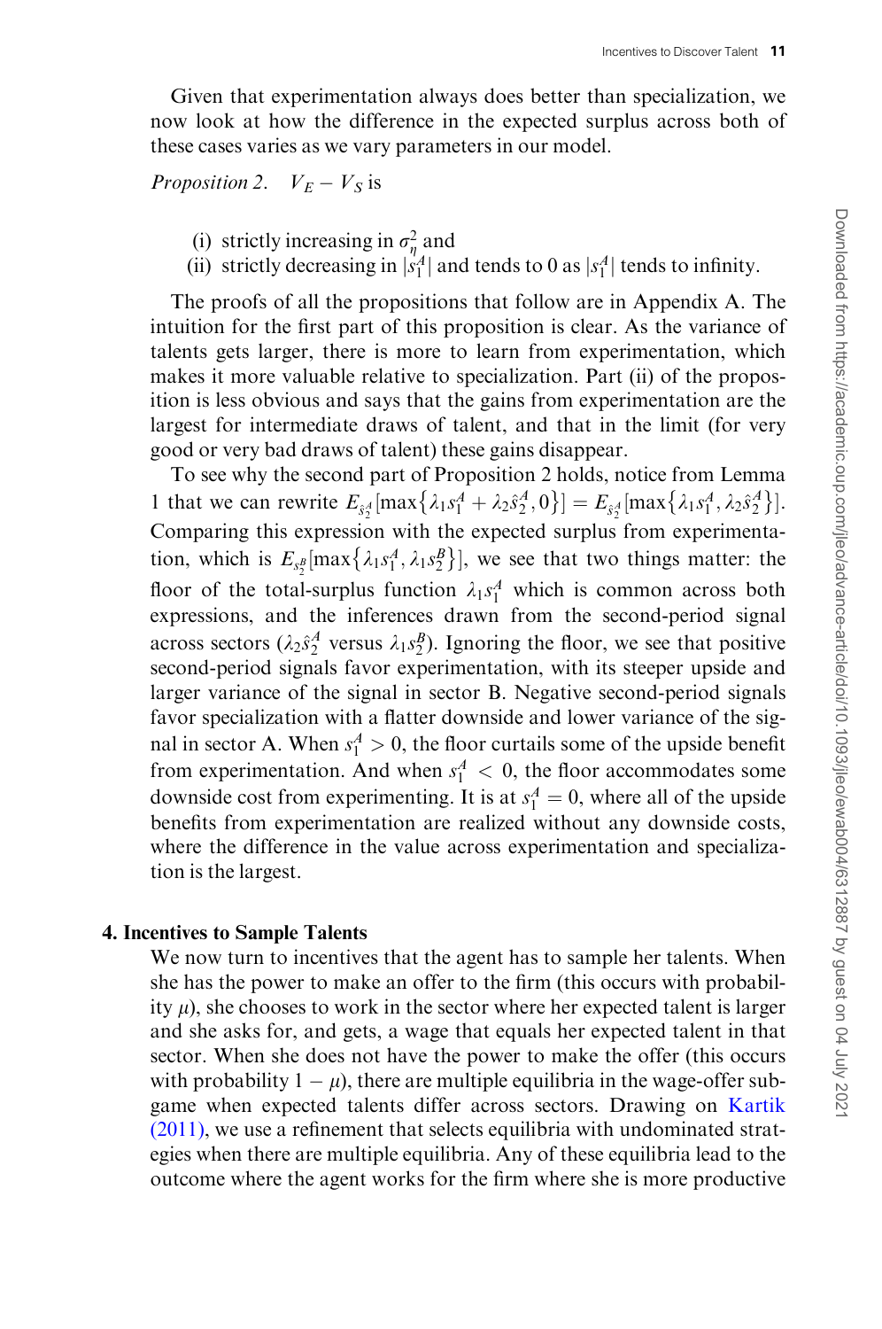Given that experimentation always does better than specialization, we now look at how the difference in the expected surplus across both of these cases varies as we vary parameters in our model.

*Proposition 2.* $V_E - V_S$ is

(i) strictly increasing in $\sigma_\eta^2$ and
(ii) strictly decreasing in $|s_1^A|$ and tends to 0 as $|s_1^A|$ tends to infinity.

The proofs of all the propositions that follow are in Appendix A. The intuition for the first part of this proposition is clear. As the variance of talents gets larger, there is more to learn from experimentation, which makes it more valuable relative to specialization. Part (ii) of the proposition is less obvious and says that the gains from experimentation are the largest for intermediate draws of talent, and that in the limit (for very good or very bad draws of talent) these gains disappear.

To see why the second part of Proposition 2 holds, notice from Lemma 1 that we can rewrite $E_{\hat{s}_2^A}[\max\{\lambda_1 s_1^A + \lambda_2 \hat{s}_2^A, 0\}] = E_{\hat{s}_2^A}[\max\{\lambda_1 s_1^A, \lambda_2 \hat{s}_2^A\}]$. Comparing this expression with the expected surplus from experimentation, which is $E_{s_2^B}[\max\{\lambda_1 s_1^A, \lambda_1 s_2^B\}]$, we see that two things matter: the floor of the total-surplus function $\lambda_1 s_1^A$ which is common across both expressions, and the inferences drawn from the second-period signal across sectors ($\lambda_2 \hat{s}_2^A$ versus $\lambda_1 s_2^B$). Ignoring the floor, we see that positive second-period signals favor experimentation, with its steeper upside and larger variance of the signal in sector B. Negative second-period signals favor specialization with a flatter downside and lower variance of the signal in sector A. When $s_1^A > 0$, the floor curtails some of the upside benefit from experimentation. And when $s_1^A < 0$, the floor accommodates some downside cost from experimenting. It is at $s_1^A = 0$, where all of the upside benefits from experimentation are realized without any downside costs, where the difference in the value across experimentation and specialization is the largest.

## 4. Incentives to Sample Talents

We now turn to incentives that the agent has to sample her talents. When she has the power to make an offer to the firm (this occurs with probability $\mu$), she chooses to work in the sector where her expected talent is larger and she asks for, and gets, a wage that equals her expected talent in that sector. When she does not have the power to make the offer (this occurs with probability $1 - \mu$), there are multiple equilibria in the wage-offer subgame when expected talents differ across sectors. Drawing on Kartik (2011), we use a refinement that selects equilibria with undominated strategies when there are multiple equilibria. Any of these equilibria lead to the outcome where the agent works for the firm where she is more productive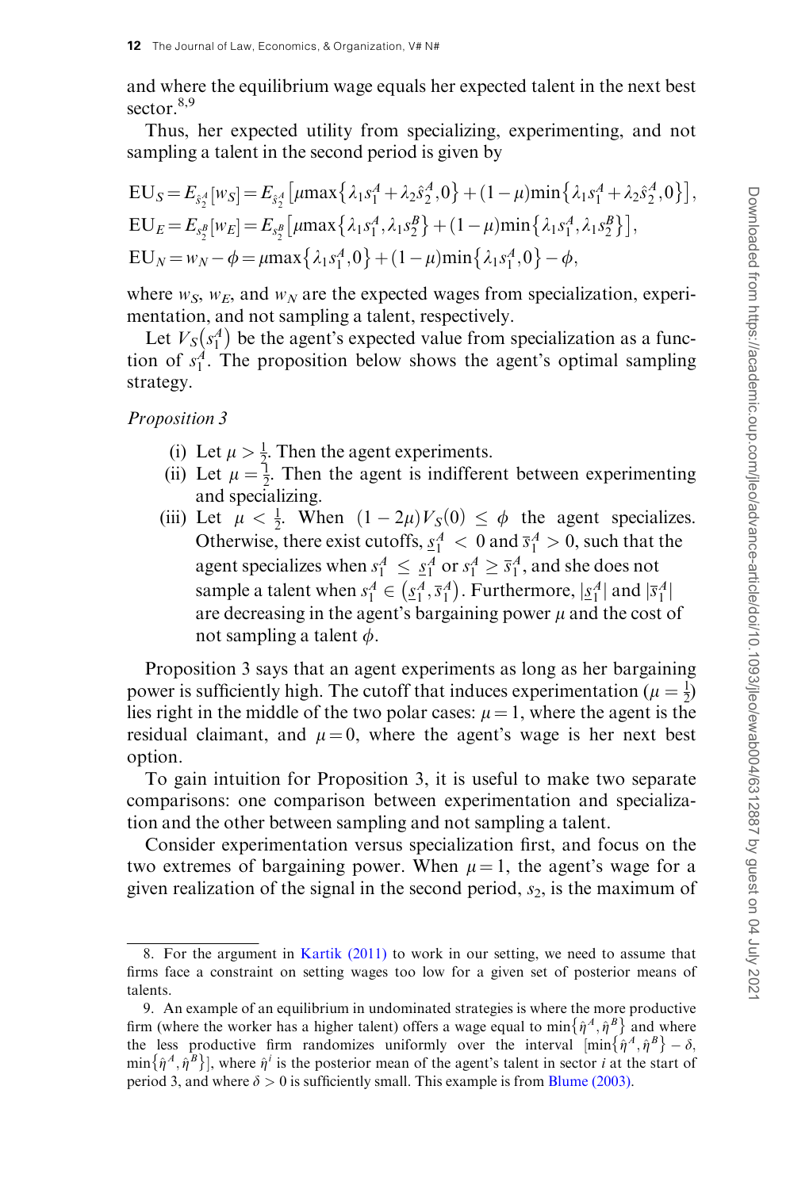and where the equilibrium wage equals her expected talent in the next best sector.[8,9]

Thus, her expected utility from specializing, experimenting, and not sampling a talent in the second period is given by

$$\mathrm{EU}_S = E_{\hat{s}_2^A}[w_S] = E_{\hat{s}_2^A}\left[\mu \max\left\{\lambda_1 s_1^A + \lambda_2 \hat{s}_2^A, 0\right\} + (1-\mu)\min\left\{\lambda_1 s_1^A + \lambda_2 \hat{s}_2^A, 0\right\}\right],$$
$$\mathrm{EU}_E = E_{s_2^B}[w_E] = E_{s_2^B}\left[\mu \max\left\{\lambda_1 s_1^A, \lambda_1 s_2^B\right\} + (1-\mu)\min\left\{\lambda_1 s_1^A, \lambda_1 s_2^B\right\}\right],$$
$$\mathrm{EU}_N = w_N - \phi = \mu \max\left\{\lambda_1 s_1^A, 0\right\} + (1-\mu)\min\left\{\lambda_1 s_1^A, 0\right\} - \phi,$$

where $w_S$, $w_E$, and $w_N$ are the expected wages from specialization, experimentation, and not sampling a talent, respectively.

Let $V_S(s_1^A)$ be the agent's expected value from specialization as a function of $s_1^A$. The proposition below shows the agent's optimal sampling strategy.

*Proposition 3*

(i) Let $\mu > \frac{1}{2}$. Then the agent experiments.
(ii) Let $\mu = \frac{1}{2}$. Then the agent is indifferent between experimenting and specializing.
(iii) Let $\mu < \frac{1}{2}$. When $(1-2\mu)V_S(0) \leq \phi$ the agent specializes. Otherwise, there exist cutoffs, $\underline{s}_1^A < 0$ and $\overline{s}_1^A > 0$, such that the agent specializes when $s_1^A \leq \underline{s}_1^A$ or $s_1^A \geq \overline{s}_1^A$, and she does not sample a talent when $s_1^A \in \left(\underline{s}_1^A, \overline{s}_1^A\right)$. Furthermore, $|\underline{s}_1^A|$ and $|\overline{s}_1^A|$ are decreasing in the agent's bargaining power $\mu$ and the cost of not sampling a talent $\phi$.

Proposition 3 says that an agent experiments as long as her bargaining power is sufficiently high. The cutoff that induces experimentation ($\mu = \frac{1}{2}$) lies right in the middle of the two polar cases: $\mu = 1$, where the agent is the residual claimant, and $\mu = 0$, where the agent's wage is her next best option.

To gain intuition for Proposition 3, it is useful to make two separate comparisons: one comparison between experimentation and specialization and the other between sampling and not sampling a talent.

Consider experimentation versus specialization first, and focus on the two extremes of bargaining power. When $\mu = 1$, the agent's wage for a given realization of the signal in the second period, $s_2$, is the maximum of

8. For the argument in Kartik (2011) to work in our setting, we need to assume that firms face a constraint on setting wages too low for a given set of posterior means of talents.

9. An example of an equilibrium in undominated strategies is where the more productive firm (where the worker has a higher talent) offers a wage equal to $\min\{\hat{\eta}^A, \hat{\eta}^B\}$ and where the less productive firm randomizes uniformly over the interval $[\min\{\hat{\eta}^A, \hat{\eta}^B\} - \delta, \min\{\hat{\eta}^A, \hat{\eta}^B\}]$, where $\hat{\eta}^i$ is the posterior mean of the agent's talent in sector $i$ at the start of period 3, and where $\delta > 0$ is sufficiently small. This example is from Blume (2003).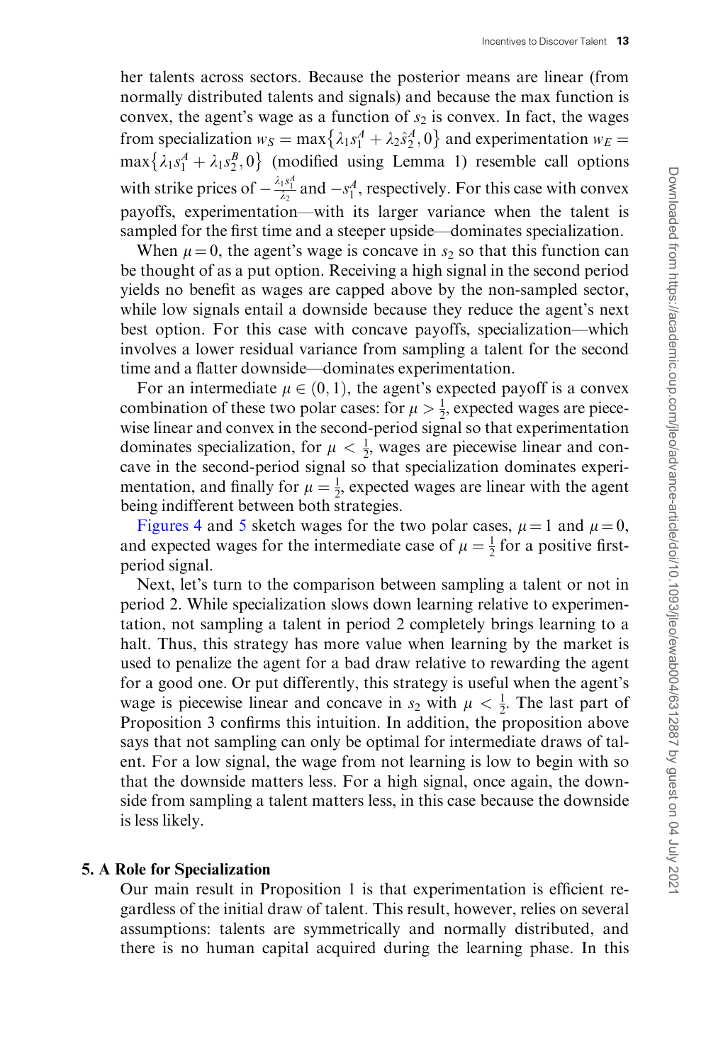her talents across sectors. Because the posterior means are linear (from normally distributed talents and signals) and because the max function is convex, the agent's wage as a function of $s_2$ is convex. In fact, the wages from specialization $w_S = \max\{\lambda_1 s_1^A + \lambda_2 \hat{s}_2^A, 0\}$ and experimentation $w_E = \max\{\lambda_1 s_1^A + \lambda_1 s_2^B, 0\}$ (modified using Lemma 1) resemble call options with strike prices of $-\frac{\lambda_1 s_1^A}{\lambda_2}$ and $-s_1^A$, respectively. For this case with convex payoffs, experimentation—with its larger variance when the talent is sampled for the first time and a steeper upside—dominates specialization.

When $\mu = 0$, the agent's wage is concave in $s_2$ so that this function can be thought of as a put option. Receiving a high signal in the second period yields no benefit as wages are capped above by the non-sampled sector, while low signals entail a downside because they reduce the agent's next best option. For this case with concave payoffs, specialization—which involves a lower residual variance from sampling a talent for the second time and a flatter downside—dominates experimentation.

For an intermediate $\mu \in (0, 1)$, the agent's expected payoff is a convex combination of these two polar cases: for $\mu > \frac{1}{2}$, expected wages are piecewise linear and convex in the second-period signal so that experimentation dominates specialization, for $\mu < \frac{1}{2}$, wages are piecewise linear and concave in the second-period signal so that specialization dominates experimentation, and finally for $\mu = \frac{1}{2}$, expected wages are linear with the agent being indifferent between both strategies.

Figures 4 and 5 sketch wages for the two polar cases, $\mu = 1$ and $\mu = 0$, and expected wages for the intermediate case of $\mu = \frac{1}{2}$ for a positive first-period signal.

Next, let's turn to the comparison between sampling a talent or not in period 2. While specialization slows down learning relative to experimentation, not sampling a talent in period 2 completely brings learning to a halt. Thus, this strategy has more value when learning by the market is used to penalize the agent for a bad draw relative to rewarding the agent for a good one. Or put differently, this strategy is useful when the agent's wage is piecewise linear and concave in $s_2$ with $\mu < \frac{1}{2}$. The last part of Proposition 3 confirms this intuition. In addition, the proposition above says that not sampling can only be optimal for intermediate draws of talent. For a low signal, the wage from not learning is low to begin with so that the downside matters less. For a high signal, once again, the downside from sampling a talent matters less, in this case because the downside is less likely.

## 5. A Role for Specialization

Our main result in Proposition 1 is that experimentation is efficient regardless of the initial draw of talent. This result, however, relies on several assumptions: talents are symmetrically and normally distributed, and there is no human capital acquired during the learning phase. In this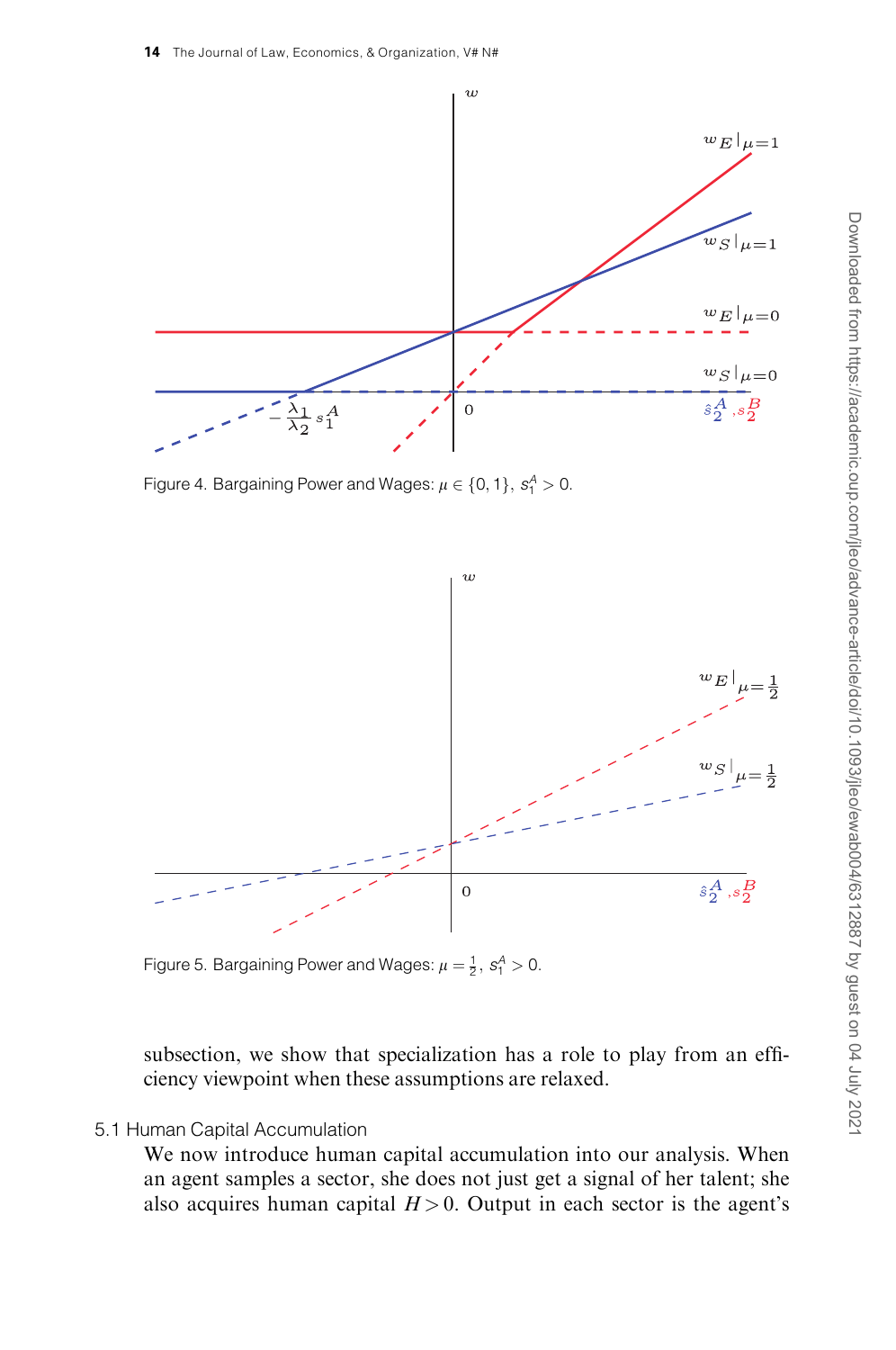Figure 4. Bargaining Power and Wages: $\mu \in \{0, 1\}$, $s_1^A > 0$.

Figure 5. Bargaining Power and Wages: $\mu = \frac{1}{2}$, $s_1^A > 0$.

subsection, we show that specialization has a role to play from an efficiency viewpoint when these assumptions are relaxed.

### 5.1 Human Capital Accumulation

We now introduce human capital accumulation into our analysis. When an agent samples a sector, she does not just get a signal of her talent; she also acquires human capital $H > 0$. Output in each sector is the agent's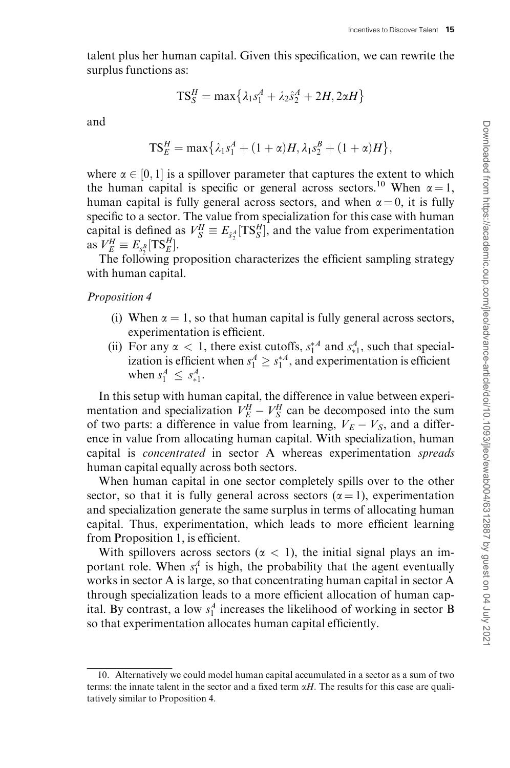talent plus her human capital. Given this specification, we can rewrite the surplus functions as:

$$\mathrm{TS}_S^H = \max\{\lambda_1 s_1^A + \lambda_2 \hat{s}_2^A + 2H, 2\alpha H\}$$

and

$$\mathrm{TS}_E^H = \max\{\lambda_1 s_1^A + (1+\alpha)H, \lambda_1 s_2^B + (1+\alpha)H\},$$

where $\alpha \in [0, 1]$ is a spillover parameter that captures the extent to which the human capital is specific or general across sectors.[10] When $\alpha = 1$, human capital is fully general across sectors, and when $\alpha = 0$, it is fully specific to a sector. The value from specialization for this case with human capital is defined as $V_S^H \equiv E_{\hat{s}_2^A}[\mathrm{TS}_S^H]$, and the value from experimentation as $V_E^H \equiv E_{s_2^B}[\mathrm{TS}_E^H]$.

The following proposition characterizes the efficient sampling strategy with human capital.

*Proposition 4*

(i) When $\alpha = 1$, so that human capital is fully general across sectors, experimentation is efficient.

(ii) For any $\alpha < 1$, there exist cutoffs, $s_1^{*A}$ and $s_{*1}^A$, such that specialization is efficient when $s_1^A \geq s_1^{*A}$, and experimentation is efficient when $s_1^A \leq s_{*1}^A$.

In this setup with human capital, the difference in value between experimentation and specialization $V_E^H - V_S^H$ can be decomposed into the sum of two parts: a difference in value from learning, $V_E - V_S$, and a difference in value from allocating human capital. With specialization, human capital is *concentrated* in sector A whereas experimentation *spreads* human capital equally across both sectors.

When human capital in one sector completely spills over to the other sector, so that it is fully general across sectors ($\alpha = 1$), experimentation and specialization generate the same surplus in terms of allocating human capital. Thus, experimentation, which leads to more efficient learning from Proposition 1, is efficient.

With spillovers across sectors ($\alpha < 1$), the initial signal plays an important role. When $s_1^A$ is high, the probability that the agent eventually works in sector A is large, so that concentrating human capital in sector A through specialization leads to a more efficient allocation of human capital. By contrast, a low $s_1^A$ increases the likelihood of working in sector B so that experimentation allocates human capital efficiently.

10. Alternatively we could model human capital accumulated in a sector as a sum of two terms: the innate talent in the sector and a fixed term $\alpha H$. The results for this case are qualitatively similar to Proposition 4.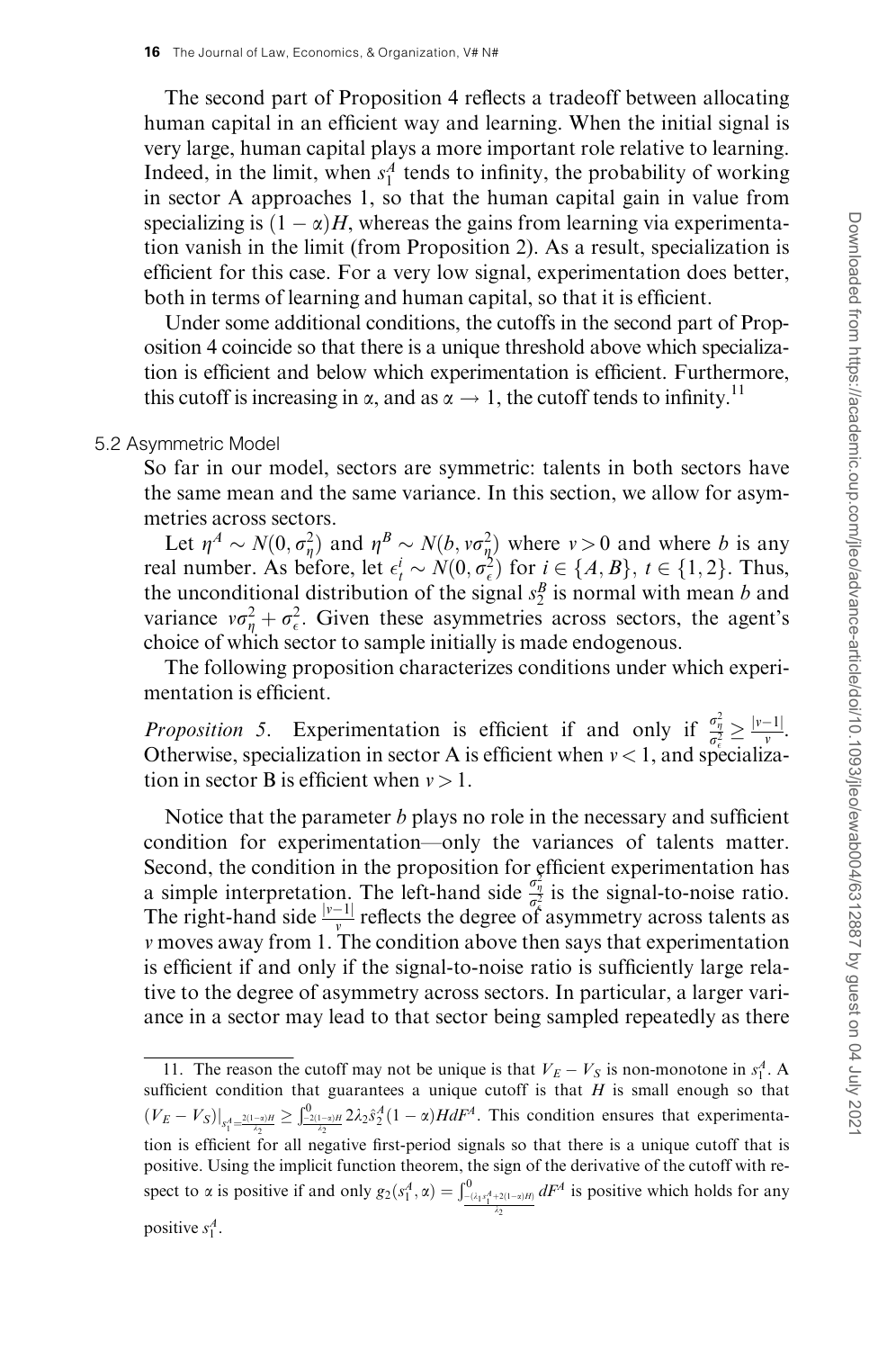The second part of Proposition 4 reflects a tradeoff between allocating human capital in an efficient way and learning. When the initial signal is very large, human capital plays a more important role relative to learning. Indeed, in the limit, when $s_1^A$ tends to infinity, the probability of working in sector A approaches 1, so that the human capital gain in value from specializing is $(1-\alpha)H$, whereas the gains from learning via experimentation vanish in the limit (from Proposition 2). As a result, specialization is efficient for this case. For a very low signal, experimentation does better, both in terms of learning and human capital, so that it is efficient.

Under some additional conditions, the cutoffs in the second part of Proposition 4 coincide so that there is a unique threshold above which specialization is efficient and below which experimentation is efficient. Furthermore, this cutoff is increasing in $\alpha$, and as $\alpha \to 1$, the cutoff tends to infinity.[11]

## 5.2 Asymmetric Model

So far in our model, sectors are symmetric: talents in both sectors have the same mean and the same variance. In this section, we allow for asymmetries across sectors.

Let $\eta^A \sim N(0, \sigma_\eta^2)$ and $\eta^B \sim N(b, v\sigma_\eta^2)$ where $v > 0$ and where $b$ is any real number. As before, let $\epsilon_t^i \sim N(0, \sigma_\epsilon^2)$ for $i \in \{A, B\}$, $t \in \{1, 2\}$. Thus, the unconditional distribution of the signal $s_2^B$ is normal with mean $b$ and variance $v\sigma_\eta^2 + \sigma_\epsilon^2$. Given these asymmetries across sectors, the agent's choice of which sector to sample initially is made endogenous.

The following proposition characterizes conditions under which experimentation is efficient.

*Proposition 5.* Experimentation is efficient if and only if $\frac{\sigma_\eta^2}{\sigma_\epsilon^2} \geq \frac{|v-1|}{v}$. Otherwise, specialization in sector A is efficient when $v < 1$, and specialization in sector B is efficient when $v > 1$.

Notice that the parameter $b$ plays no role in the necessary and sufficient condition for experimentation—only the variances of talents matter. Second, the condition in the proposition for efficient experimentation has a simple interpretation. The left-hand side $\frac{\sigma_\eta^2}{\sigma_\epsilon^2}$ is the signal-to-noise ratio. The right-hand side $\frac{|v-1|}{v}$ reflects the degree of asymmetry across talents as $v$ moves away from 1. The condition above then says that experimentation is efficient if and only if the signal-to-noise ratio is sufficiently large relative to the degree of asymmetry across sectors. In particular, a larger variance in a sector may lead to that sector being sampled repeatedly as there

---

11. The reason the cutoff may not be unique is that $V_E - V_S$ is non-monotone in $s_1^A$. A sufficient condition that guarantees a unique cutoff is that $H$ is small enough so that $(V_E - V_S)|_{s_1^A = \frac{2(1-\alpha)H}{\lambda_2}} \geq \int_{\frac{-2(1-\alpha)H}{\lambda_2}}^{0} 2\lambda_2 \hat{s}_2^A (1-\alpha) H dF^A$. This condition ensures that experimentation is efficient for all negative first-period signals so that there is a unique cutoff that is positive. Using the implicit function theorem, the sign of the derivative of the cutoff with respect to $\alpha$ is positive if and only $g_2(s_1^A, \alpha) = \int_{\frac{-(\lambda_1 s_1^A + 2(1-\alpha)H)}{\lambda_2}}^{0} dF^A$ is positive which holds for any positive $s_1^A$.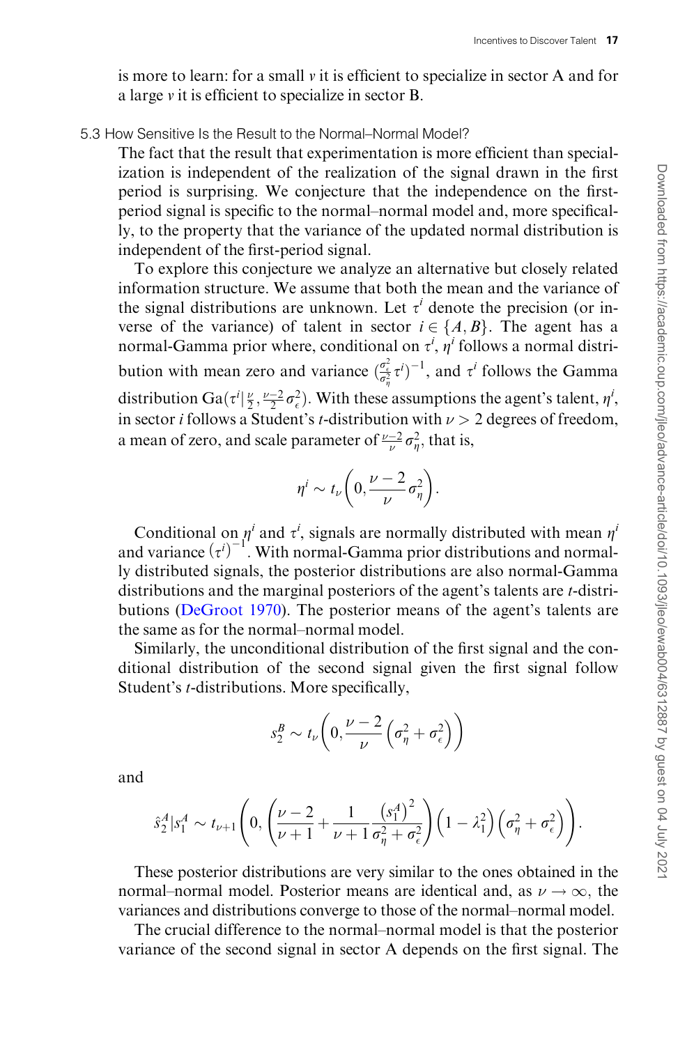is more to learn: for a small $v$ it is efficient to specialize in sector A and for a large $v$ it is efficient to specialize in sector B.

### 5.3 How Sensitive Is the Result to the Normal–Normal Model?

The fact that the result that experimentation is more efficient than specialization is independent of the realization of the signal drawn in the first period is surprising. We conjecture that the independence on the first-period signal is specific to the normal–normal model and, more specifically, to the property that the variance of the updated normal distribution is independent of the first-period signal.

To explore this conjecture we analyze an alternative but closely related information structure. We assume that both the mean and the variance of the signal distributions are unknown. Let $\tau^i$ denote the precision (or inverse of the variance) of talent in sector $i \in \{A, B\}$. The agent has a normal-Gamma prior where, conditional on $\tau^i$, $\eta^i$ follows a normal distribution with mean zero and variance $(\frac{\sigma_\epsilon^2}{\sigma_\eta^2}\tau^i)^{-1}$, and $\tau^i$ follows the Gamma distribution $\mathrm{Ga}(\tau^i|\frac{\nu}{2}, \frac{\nu-2}{2}\sigma_\epsilon^2)$. With these assumptions the agent's talent, $\eta^i$, in sector $i$ follows a Student's $t$-distribution with $\nu > 2$ degrees of freedom, a mean of zero, and scale parameter of $\frac{\nu-2}{\nu}\sigma_\eta^2$, that is,

$$\eta^i \sim t_\nu\left(0, \frac{\nu-2}{\nu}\sigma_\eta^2\right).$$

Conditional on $\eta^i$ and $\tau^i$, signals are normally distributed with mean $\eta^i$ and variance $(\tau^i)^{-1}$. With normal-Gamma prior distributions and normally distributed signals, the posterior distributions are also normal-Gamma distributions and the marginal posteriors of the agent's talents are $t$-distributions (DeGroot 1970). The posterior means of the agent's talents are the same as for the normal–normal model.

Similarly, the unconditional distribution of the first signal and the conditional distribution of the second signal given the first signal follow Student's $t$-distributions. More specifically,

$$s_2^B \sim t_\nu\left(0, \frac{\nu-2}{\nu}\left(\sigma_\eta^2 + \sigma_\epsilon^2\right)\right)$$

and

$$\hat{s}_2^A|s_1^A \sim t_{\nu+1}\left(0, \left(\frac{\nu-2}{\nu+1} + \frac{1}{\nu+1}\frac{\left(s_1^A\right)^2}{\sigma_\eta^2 + \sigma_\epsilon^2}\right)\left(1-\lambda_1^2\right)\left(\sigma_\eta^2 + \sigma_\epsilon^2\right)\right).$$

These posterior distributions are very similar to the ones obtained in the normal–normal model. Posterior means are identical and, as $\nu \to \infty$, the variances and distributions converge to those of the normal–normal model.

The crucial difference to the normal–normal model is that the posterior variance of the second signal in sector A depends on the first signal. The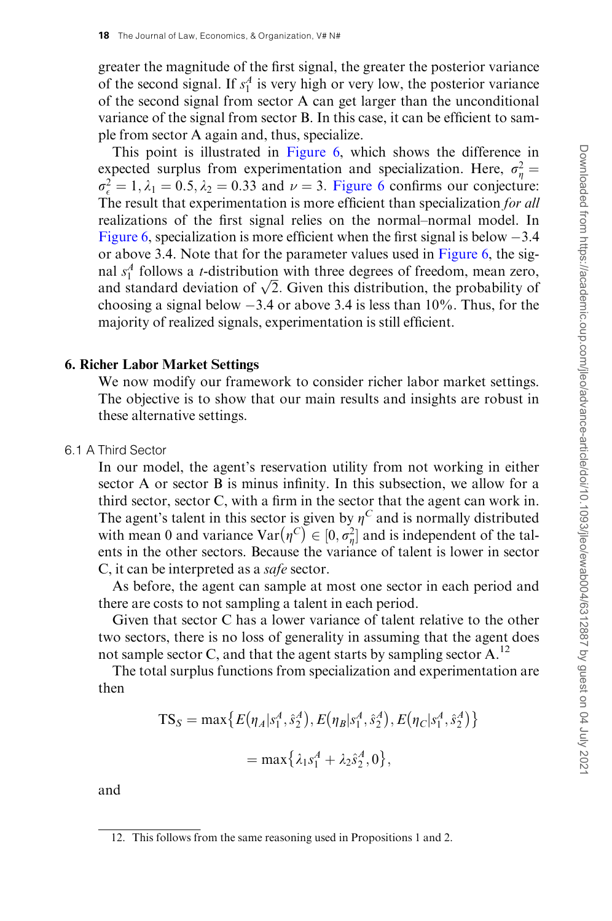greater the magnitude of the first signal, the greater the posterior variance of the second signal. If $s_1^A$ is very high or very low, the posterior variance of the second signal from sector A can get larger than the unconditional variance of the signal from sector B. In this case, it can be efficient to sample from sector A again and, thus, specialize.

This point is illustrated in Figure 6, which shows the difference in expected surplus from experimentation and specialization. Here, $\sigma_\eta^2 = \sigma_\epsilon^2 = 1, \lambda_1 = 0.5, \lambda_2 = 0.33$ and $\nu = 3$. Figure 6 confirms our conjecture: The result that experimentation is more efficient than specialization *for all* realizations of the first signal relies on the normal–normal model. In Figure 6, specialization is more efficient when the first signal is below $-3.4$ or above 3.4. Note that for the parameter values used in Figure 6, the signal $s_1^A$ follows a $t$-distribution with three degrees of freedom, mean zero, and standard deviation of $\sqrt{2}$. Given this distribution, the probability of choosing a signal below $-3.4$ or above 3.4 is less than 10%. Thus, for the majority of realized signals, experimentation is still efficient.

## 6. Richer Labor Market Settings

We now modify our framework to consider richer labor market settings. The objective is to show that our main results and insights are robust in these alternative settings.

### 6.1 A Third Sector

In our model, the agent's reservation utility from not working in either sector A or sector B is minus infinity. In this subsection, we allow for a third sector, sector C, with a firm in the sector that the agent can work in. The agent's talent in this sector is given by $\eta^C$ and is normally distributed with mean 0 and variance $\mathrm{Var}(\eta^C) \in [0, \sigma_\eta^2]$ and is independent of the talents in the other sectors. Because the variance of talent is lower in sector C, it can be interpreted as a *safe* sector.

As before, the agent can sample at most one sector in each period and there are costs to not sampling a talent in each period.

Given that sector C has a lower variance of talent relative to the other two sectors, there is no loss of generality in assuming that the agent does not sample sector C, and that the agent starts by sampling sector A.[12]

The total surplus functions from specialization and experimentation are then

$$\mathrm{TS}_S = \max\{E(\eta_A|s_1^A, \hat{s}_2^A), E(\eta_B|s_1^A, \hat{s}_2^A), E(\eta_C|s_1^A, \hat{s}_2^A)\}$$

$$= \max\{\lambda_1 s_1^A + \lambda_2 \hat{s}_2^A, 0\},$$

and

12. This follows from the same reasoning used in Propositions 1 and 2.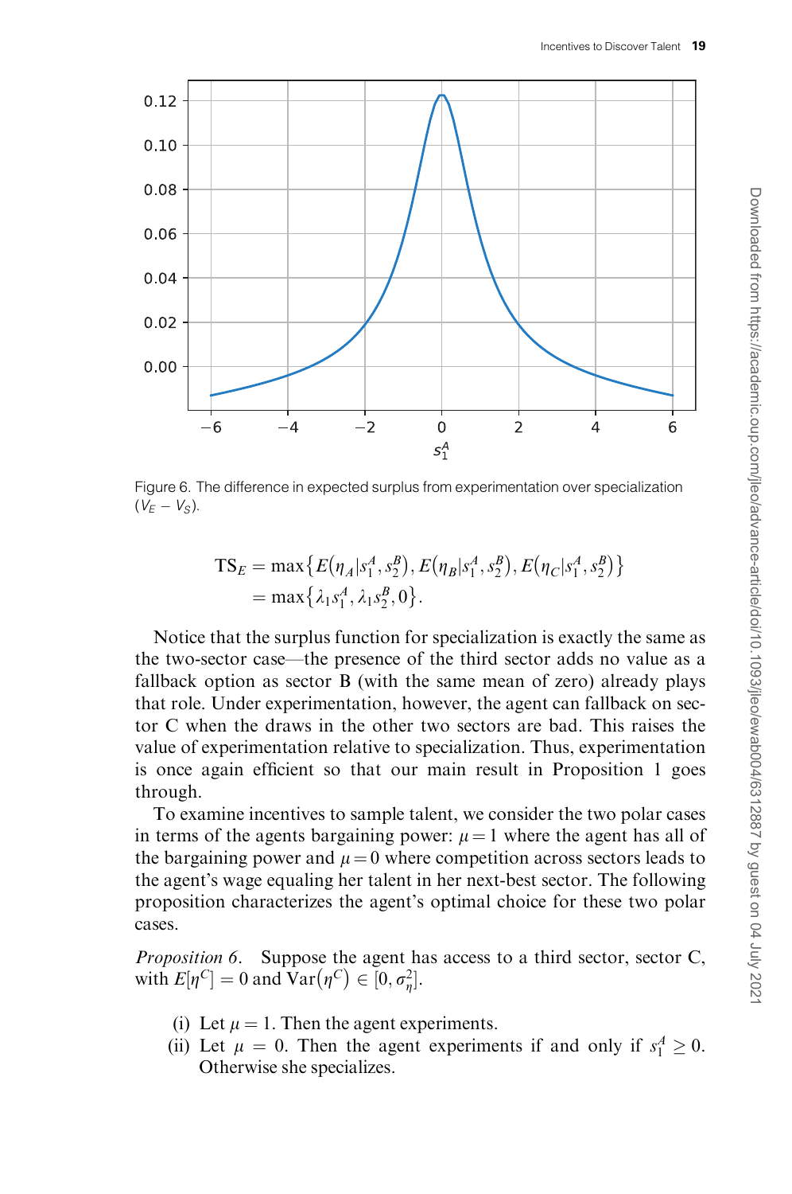Figure 6. The difference in expected surplus from experimentation over specialization ($V_E - V_S$).

$$
\begin{aligned}
\mathrm{TS}_E &= \max\{E(\eta_A|s_1^A, s_2^B), E(\eta_B|s_1^A, s_2^B), E(\eta_C|s_1^A, s_2^B)\} \\
&= \max\{\lambda_1 s_1^A, \lambda_1 s_2^B, 0\}.
\end{aligned}
$$

Notice that the surplus function for specialization is exactly the same as the two-sector case—the presence of the third sector adds no value as a fallback option as sector B (with the same mean of zero) already plays that role. Under experimentation, however, the agent can fallback on sector C when the draws in the other two sectors are bad. This raises the value of experimentation relative to specialization. Thus, experimentation is once again efficient so that our main result in Proposition 1 goes through.

To examine incentives to sample talent, we consider the two polar cases in terms of the agents bargaining power: $\mu = 1$ where the agent has all of the bargaining power and $\mu = 0$ where competition across sectors leads to the agent's wage equaling her talent in her next-best sector. The following proposition characterizes the agent's optimal choice for these two polar cases.

*Proposition 6*. Suppose the agent has access to a third sector, sector C, with $E[\eta^C] = 0$ and $\mathrm{Var}(\eta^C) \in [0, \sigma_\eta^2]$.

(i) Let $\mu = 1$. Then the agent experiments.

(ii) Let $\mu = 0$. Then the agent experiments if and only if $s_1^A \geq 0$. Otherwise she specializes.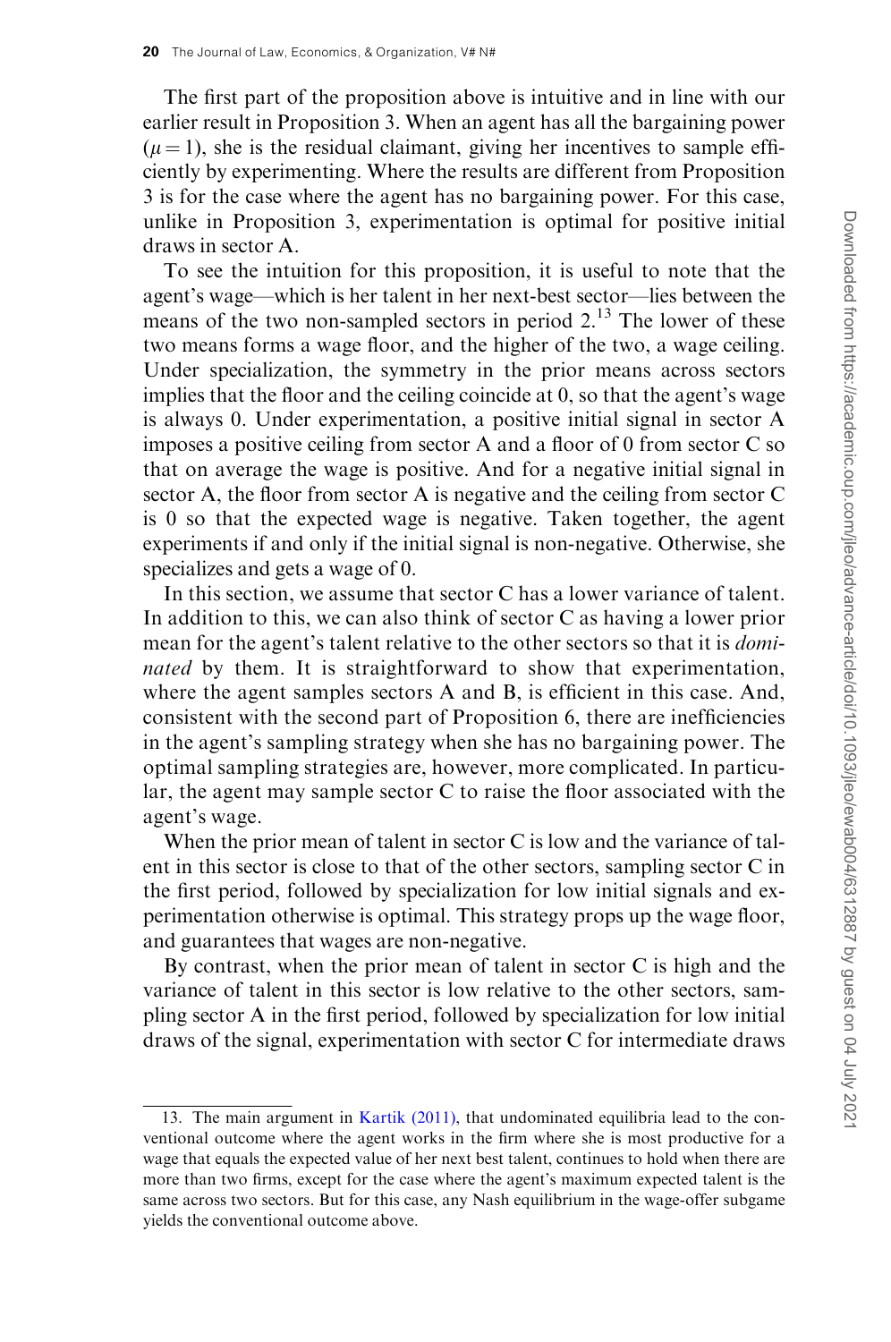The first part of the proposition above is intuitive and in line with our earlier result in Proposition 3. When an agent has all the bargaining power ($\mu = 1$), she is the residual claimant, giving her incentives to sample efficiently by experimenting. Where the results are different from Proposition 3 is for the case where the agent has no bargaining power. For this case, unlike in Proposition 3, experimentation is optimal for positive initial draws in sector A.

To see the intuition for this proposition, it is useful to note that the agent's wage—which is her talent in her next-best sector—lies between the means of the two non-sampled sectors in period 2.[13] The lower of these two means forms a wage floor, and the higher of the two, a wage ceiling. Under specialization, the symmetry in the prior means across sectors implies that the floor and the ceiling coincide at 0, so that the agent's wage is always 0. Under experimentation, a positive initial signal in sector A imposes a positive ceiling from sector A and a floor of 0 from sector C so that on average the wage is positive. And for a negative initial signal in sector A, the floor from sector A is negative and the ceiling from sector C is 0 so that the expected wage is negative. Taken together, the agent experiments if and only if the initial signal is non-negative. Otherwise, she specializes and gets a wage of 0.

In this section, we assume that sector C has a lower variance of talent. In addition to this, we can also think of sector C as having a lower prior mean for the agent's talent relative to the other sectors so that it is *dominated* by them. It is straightforward to show that experimentation, where the agent samples sectors A and B, is efficient in this case. And, consistent with the second part of Proposition 6, there are inefficiencies in the agent's sampling strategy when she has no bargaining power. The optimal sampling strategies are, however, more complicated. In particular, the agent may sample sector C to raise the floor associated with the agent's wage.

When the prior mean of talent in sector C is low and the variance of talent in this sector is close to that of the other sectors, sampling sector C in the first period, followed by specialization for low initial signals and experimentation otherwise is optimal. This strategy props up the wage floor, and guarantees that wages are non-negative.

By contrast, when the prior mean of talent in sector C is high and the variance of talent in this sector is low relative to the other sectors, sampling sector A in the first period, followed by specialization for low initial draws of the signal, experimentation with sector C for intermediate draws

13. The main argument in Kartik (2011), that undominated equilibria lead to the conventional outcome where the agent works in the firm where she is most productive for a wage that equals the expected value of her next best talent, continues to hold when there are more than two firms, except for the case where the agent's maximum expected talent is the same across two sectors. But for this case, any Nash equilibrium in the wage-offer subgame yields the conventional outcome above.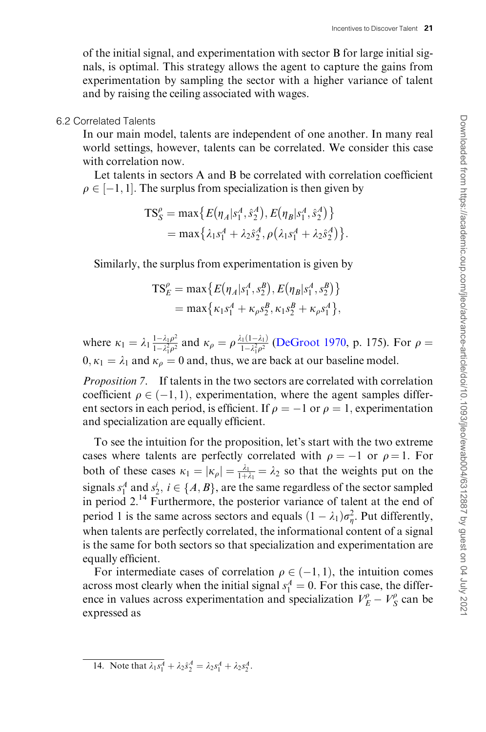of the initial signal, and experimentation with sector B for large initial signals, is optimal. This strategy allows the agent to capture the gains from experimentation by sampling the sector with a higher variance of talent and by raising the ceiling associated with wages.

### 6.2 Correlated Talents

In our main model, talents are independent of one another. In many real world settings, however, talents can be correlated. We consider this case with correlation now.

Let talents in sectors A and B be correlated with correlation coefficient $\rho \in [-1, 1]$. The surplus from specialization is then given by

$$\begin{aligned}\mathrm{TS}_S^\rho &= \max\{E(\eta_A|s_1^A, \hat{s}_2^A), E(\eta_B|s_1^A, \hat{s}_2^A)\} \\ &= \max\{\lambda_1 s_1^A + \lambda_2 \hat{s}_2^A, \rho(\lambda_1 s_1^A + \lambda_2 \hat{s}_2^A)\}.\end{aligned}$$

Similarly, the surplus from experimentation is given by

$$\begin{aligned}\mathrm{TS}_E^\rho &= \max\{E(\eta_A|s_1^A, s_2^B), E(\eta_B|s_1^A, s_2^B)\} \\ &= \max\{\kappa_1 s_1^A + \kappa_\rho s_2^B, \kappa_1 s_2^B + \kappa_\rho s_1^A\},\end{aligned}$$

where $\kappa_1 = \lambda_1 \frac{1-\lambda_1\rho^2}{1-\lambda_1^2\rho^2}$ and $\kappa_\rho = \rho \frac{\lambda_1(1-\lambda_1)}{1-\lambda_1^2\rho^2}$ (DeGroot 1970, p. 175). For $\rho = 0, \kappa_1 = \lambda_1$ and $\kappa_\rho = 0$ and, thus, we are back at our baseline model.

*Proposition 7*. If talents in the two sectors are correlated with correlation coefficient $\rho \in (-1, 1)$, experimentation, where the agent samples different sectors in each period, is efficient. If $\rho = -1$ or $\rho = 1$, experimentation and specialization are equally efficient.

To see the intuition for the proposition, let's start with the two extreme cases where talents are perfectly correlated with $\rho = -1$ or $\rho = 1$. For both of these cases $\kappa_1 = |\kappa_\rho| = \frac{\lambda_1}{1+\lambda_1} = \lambda_2$ so that the weights put on the signals $s_1^A$ and $s_2^i$, $i \in \{A, B\}$, are the same regardless of the sector sampled in period 2.[14] Furthermore, the posterior variance of talent at the end of period 1 is the same across sectors and equals $(1 - \lambda_1)\sigma_\eta^2$. Put differently, when talents are perfectly correlated, the informational content of a signal is the same for both sectors so that specialization and experimentation are equally efficient.

For intermediate cases of correlation $\rho \in (-1, 1)$, the intuition comes across most clearly when the initial signal $s_1^A = 0$. For this case, the difference in values across experimentation and specialization $V_E^\rho - V_S^\rho$ can be expressed as

---

14. Note that $\lambda_1 s_1^A + \lambda_2 \hat{s}_2^A = \lambda_2 s_1^A + \lambda_2 s_2^A$.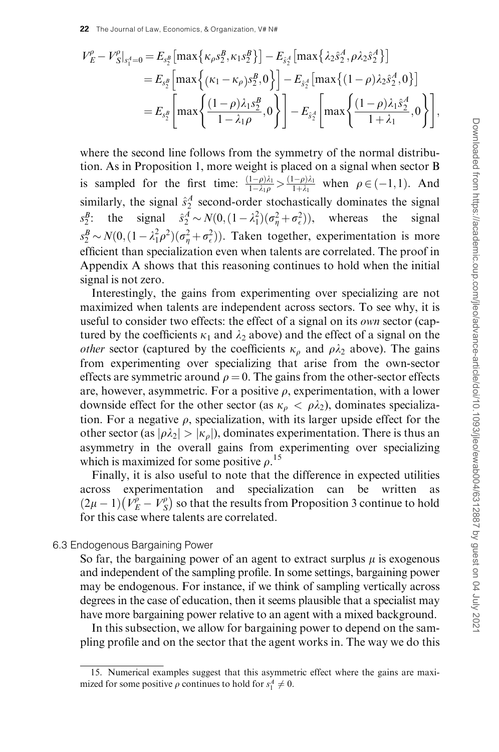$$
\begin{aligned}
V_E^\rho - V_S^\rho|_{s_1^A=0} &= E_{s_2^B}\left[\max\left\{\kappa_\rho s_2^B, \kappa_1 s_2^B\right\}\right] - E_{\hat{s}_2^A}\left[\max\left\{\lambda_2 \hat{s}_2^A, \rho\lambda_2 \hat{s}_2^A\right\}\right] \\
&= E_{s_2^B}\left[\max\left\{(\kappa_1 - \kappa_\rho)s_2^B, 0\right\}\right] - E_{\hat{s}_2^A}\left[\max\left\{(1-\rho)\lambda_2 \hat{s}_2^A, 0\right\}\right] \\
&= E_{s_2^B}\left[\max\left\{\frac{(1-\rho)\lambda_1 s_2^B}{1-\lambda_1\rho}, 0\right\}\right] - E_{\hat{s}_2^A}\left[\max\left\{\frac{(1-\rho)\lambda_1 \hat{s}_2^A}{1+\lambda_1}, 0\right\}\right],
\end{aligned}
$$

where the second line follows from the symmetry of the normal distribution. As in Proposition 1, more weight is placed on a signal when sector B is sampled for the first time: $\frac{(1-\rho)\lambda_1}{1-\lambda_1\rho} > \frac{(1-\rho)\lambda_1}{1+\lambda_1}$ when $\rho \in (-1, 1)$. And similarly, the signal $\hat{s}_2^A$ second-order stochastically dominates the signal $s_2^B$: the signal $\hat{s}_2^A \sim N(0, (1-\lambda_1^2)(\sigma_\eta^2 + \sigma_\epsilon^2))$, whereas the signal $s_2^B \sim N(0, (1-\lambda_1^2\rho^2)(\sigma_\eta^2 + \sigma_\epsilon^2))$. Taken together, experimentation is more efficient than specialization even when talents are correlated. The proof in Appendix A shows that this reasoning continues to hold when the initial signal is not zero.

Interestingly, the gains from experimenting over specializing are not maximized when talents are independent across sectors. To see why, it is useful to consider two effects: the effect of a signal on its *own* sector (captured by the coefficients $\kappa_1$ and $\lambda_2$ above) and the effect of a signal on the *other* sector (captured by the coefficients $\kappa_\rho$ and $\rho\lambda_2$ above). The gains from experimenting over specializing that arise from the own-sector effects are symmetric around $\rho = 0$. The gains from the other-sector effects are, however, asymmetric. For a positive $\rho$, experimentation, with a lower downside effect for the other sector (as $\kappa_\rho < \rho\lambda_2$), dominates specialization. For a negative $\rho$, specialization, with its larger upside effect for the other sector (as $|\rho\lambda_2| > |\kappa_\rho|$), dominates experimentation. There is thus an asymmetry in the overall gains from experimenting over specializing which is maximized for some positive $\rho$.[15]

Finally, it is also useful to note that the difference in expected utilities across experimentation and specialization can be written as $(2\mu - 1)\left(V_E^\rho - V_S^\rho\right)$ so that the results from Proposition 3 continue to hold for this case where talents are correlated.

### 6.3 Endogenous Bargaining Power

So far, the bargaining power of an agent to extract surplus $\mu$ is exogenous and independent of the sampling profile. In some settings, bargaining power may be endogenous. For instance, if we think of sampling vertically across degrees in the case of education, then it seems plausible that a specialist may have more bargaining power relative to an agent with a mixed background.

In this subsection, we allow for bargaining power to depend on the sampling profile and on the sector that the agent works in. The way we do this

15. Numerical examples suggest that this asymmetric effect where the gains are maximized for some positive $\rho$ continues to hold for $s_1^A \neq 0$.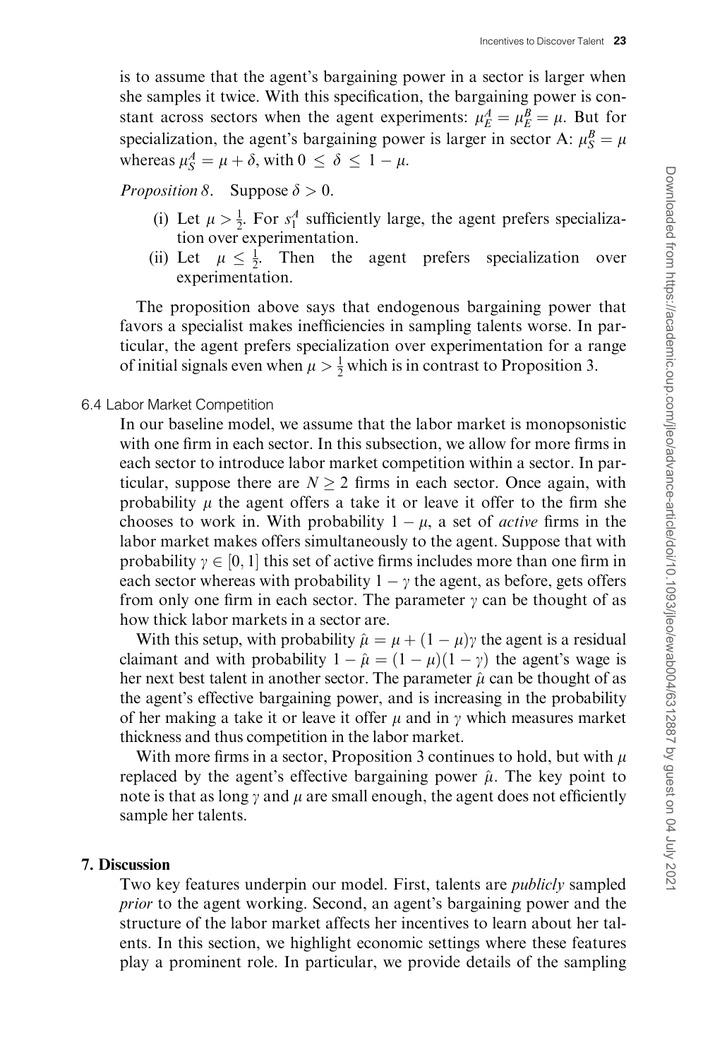is to assume that the agent's bargaining power in a sector is larger when she samples it twice. With this specification, the bargaining power is constant across sectors when the agent experiments: $\mu_E^A = \mu_E^B = \mu$. But for specialization, the agent's bargaining power is larger in sector A: $\mu_S^B = \mu$ whereas $\mu_S^A = \mu + \delta$, with $0 \leq \delta \leq 1 - \mu$.

*Proposition 8*. Suppose $\delta > 0$.

- (i) Let $\mu > \frac{1}{2}$. For $s_1^A$ sufficiently large, the agent prefers specialization over experimentation.
- (ii) Let $\mu \leq \frac{1}{2}$. Then the agent prefers specialization over experimentation.

The proposition above says that endogenous bargaining power that favors a specialist makes inefficiencies in sampling talents worse. In particular, the agent prefers specialization over experimentation for a range of initial signals even when $\mu > \frac{1}{2}$ which is in contrast to Proposition 3.

### 6.4 Labor Market Competition

In our baseline model, we assume that the labor market is monopsonistic with one firm in each sector. In this subsection, we allow for more firms in each sector to introduce labor market competition within a sector. In particular, suppose there are $N \geq 2$ firms in each sector. Once again, with probability $\mu$ the agent offers a take it or leave it offer to the firm she chooses to work in. With probability $1 - \mu$, a set of *active* firms in the labor market makes offers simultaneously to the agent. Suppose that with probability $\gamma \in [0, 1]$ this set of active firms includes more than one firm in each sector whereas with probability $1 - \gamma$ the agent, as before, gets offers from only one firm in each sector. The parameter $\gamma$ can be thought of as how thick labor markets in a sector are.

With this setup, with probability $\hat{\mu} = \mu + (1 - \mu)\gamma$ the agent is a residual claimant and with probability $1 - \hat{\mu} = (1 - \mu)(1 - \gamma)$ the agent's wage is her next best talent in another sector. The parameter $\hat{\mu}$ can be thought of as the agent's effective bargaining power, and is increasing in the probability of her making a take it or leave it offer $\mu$ and in $\gamma$ which measures market thickness and thus competition in the labor market.

With more firms in a sector, Proposition 3 continues to hold, but with $\mu$ replaced by the agent's effective bargaining power $\hat{\mu}$. The key point to note is that as long $\gamma$ and $\mu$ are small enough, the agent does not efficiently sample her talents.

## 7. Discussion

Two key features underpin our model. First, talents are *publicly* sampled *prior* to the agent working. Second, an agent's bargaining power and the structure of the labor market affects her incentives to learn about her talents. In this section, we highlight economic settings where these features play a prominent role. In particular, we provide details of the sampling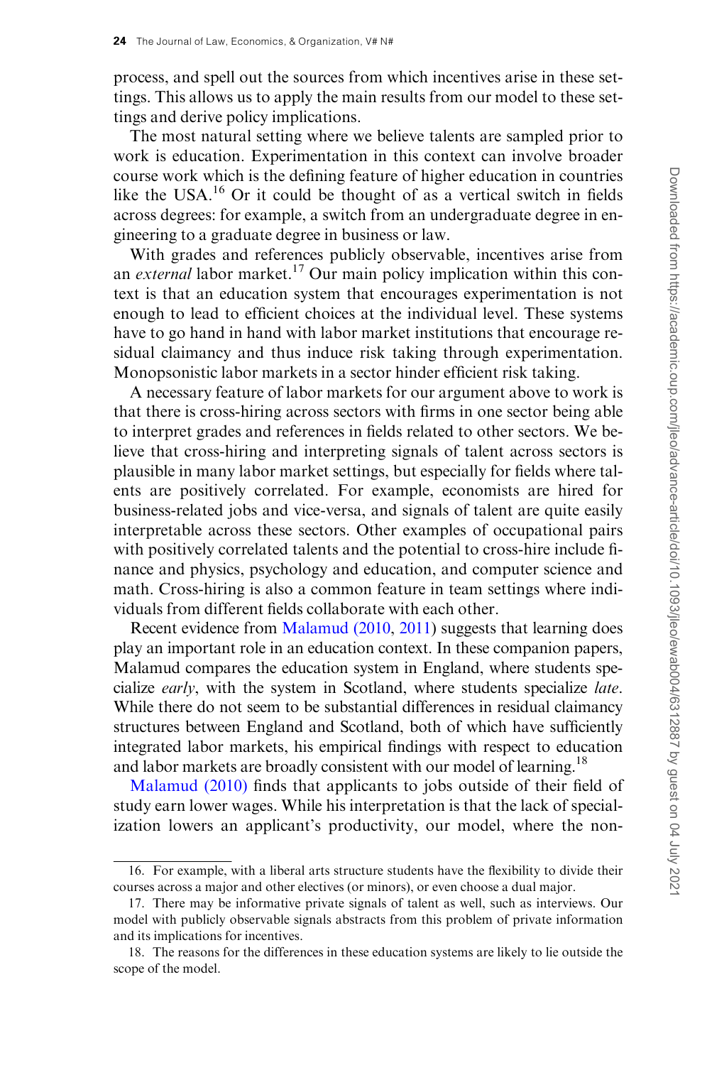process, and spell out the sources from which incentives arise in these settings. This allows us to apply the main results from our model to these settings and derive policy implications.

The most natural setting where we believe talents are sampled prior to work is education. Experimentation in this context can involve broader course work which is the defining feature of higher education in countries like the USA.[16] Or it could be thought of as a vertical switch in fields across degrees: for example, a switch from an undergraduate degree in engineering to a graduate degree in business or law.

With grades and references publicly observable, incentives arise from an *external* labor market.[17] Our main policy implication within this context is that an education system that encourages experimentation is not enough to lead to efficient choices at the individual level. These systems have to go hand in hand with labor market institutions that encourage residual claimancy and thus induce risk taking through experimentation. Monopsonistic labor markets in a sector hinder efficient risk taking.

A necessary feature of labor markets for our argument above to work is that there is cross-hiring across sectors with firms in one sector being able to interpret grades and references in fields related to other sectors. We believe that cross-hiring and interpreting signals of talent across sectors is plausible in many labor market settings, but especially for fields where talents are positively correlated. For example, economists are hired for business-related jobs and vice-versa, and signals of talent are quite easily interpretable across these sectors. Other examples of occupational pairs with positively correlated talents and the potential to cross-hire include finance and physics, psychology and education, and computer science and math. Cross-hiring is also a common feature in team settings where individuals from different fields collaborate with each other.

Recent evidence from Malamud (2010, 2011) suggests that learning does play an important role in an education context. In these companion papers, Malamud compares the education system in England, where students specialize *early*, with the system in Scotland, where students specialize *late*. While there do not seem to be substantial differences in residual claimancy structures between England and Scotland, both of which have sufficiently integrated labor markets, his empirical findings with respect to education and labor markets are broadly consistent with our model of learning.[18]

Malamud (2010) finds that applicants to jobs outside of their field of study earn lower wages. While his interpretation is that the lack of specialization lowers an applicant's productivity, our model, where the non-

16. For example, with a liberal arts structure students have the flexibility to divide their courses across a major and other electives (or minors), or even choose a dual major.

17. There may be informative private signals of talent as well, such as interviews. Our model with publicly observable signals abstracts from this problem of private information and its implications for incentives.

18. The reasons for the differences in these education systems are likely to lie outside the scope of the model.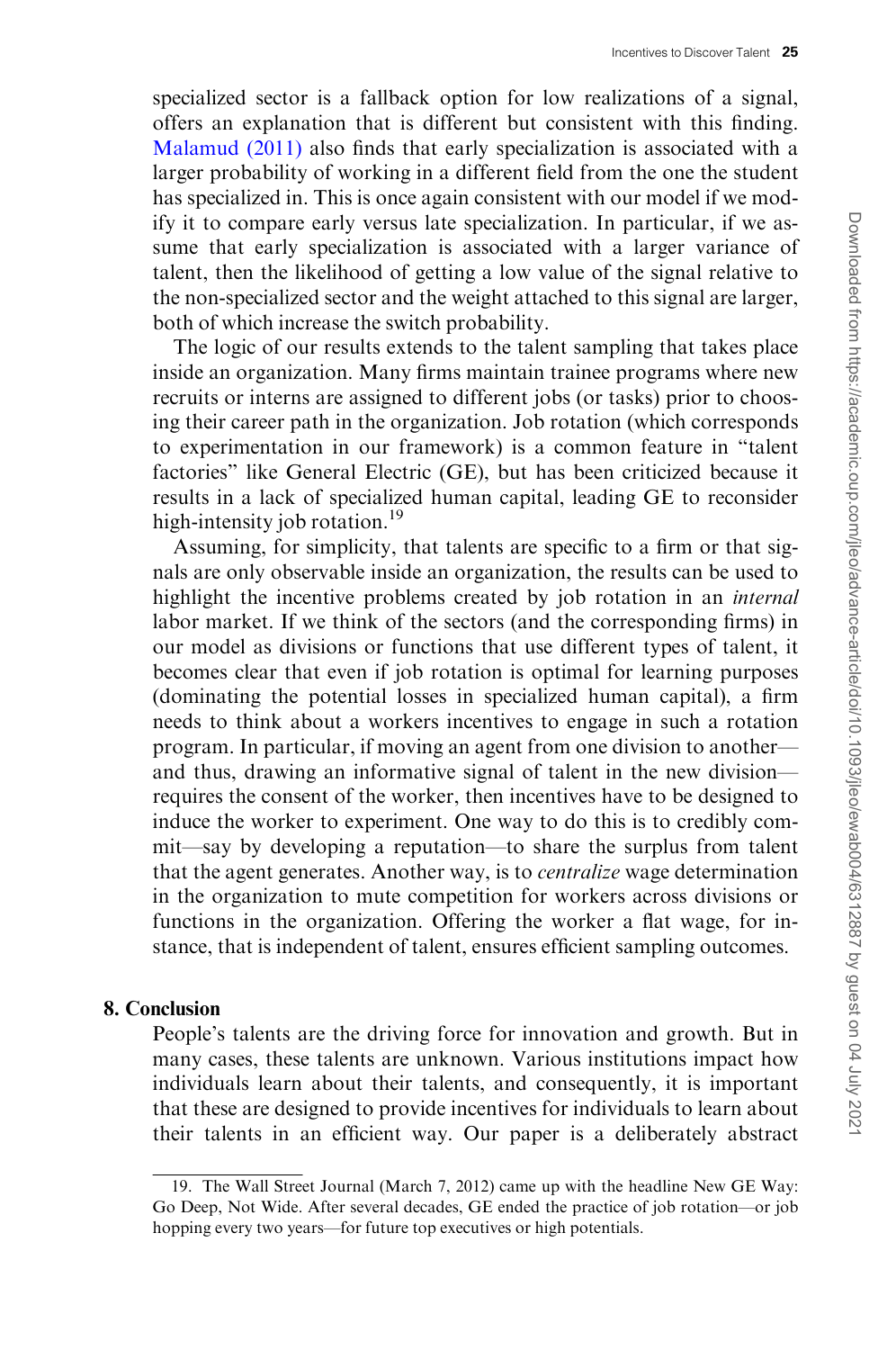specialized sector is a fallback option for low realizations of a signal, offers an explanation that is different but consistent with this finding. Malamud (2011) also finds that early specialization is associated with a larger probability of working in a different field from the one the student has specialized in. This is once again consistent with our model if we modify it to compare early versus late specialization. In particular, if we assume that early specialization is associated with a larger variance of talent, then the likelihood of getting a low value of the signal relative to the non-specialized sector and the weight attached to this signal are larger, both of which increase the switch probability.

The logic of our results extends to the talent sampling that takes place inside an organization. Many firms maintain trainee programs where new recruits or interns are assigned to different jobs (or tasks) prior to choosing their career path in the organization. Job rotation (which corresponds to experimentation in our framework) is a common feature in "talent factories" like General Electric (GE), but has been criticized because it results in a lack of specialized human capital, leading GE to reconsider high-intensity job rotation.[19]

Assuming, for simplicity, that talents are specific to a firm or that signals are only observable inside an organization, the results can be used to highlight the incentive problems created by job rotation in an *internal* labor market. If we think of the sectors (and the corresponding firms) in our model as divisions or functions that use different types of talent, it becomes clear that even if job rotation is optimal for learning purposes (dominating the potential losses in specialized human capital), a firm needs to think about a workers incentives to engage in such a rotation program. In particular, if moving an agent from one division to another—and thus, drawing an informative signal of talent in the new division—requires the consent of the worker, then incentives have to be designed to induce the worker to experiment. One way to do this is to credibly commit—say by developing a reputation—to share the surplus from talent that the agent generates. Another way, is to *centralize* wage determination in the organization to mute competition for workers across divisions or functions in the organization. Offering the worker a flat wage, for instance, that is independent of talent, ensures efficient sampling outcomes.

## 8. Conclusion

People's talents are the driving force for innovation and growth. But in many cases, these talents are unknown. Various institutions impact how individuals learn about their talents, and consequently, it is important that these are designed to provide incentives for individuals to learn about their talents in an efficient way. Our paper is a deliberately abstract

---

19. The Wall Street Journal (March 7, 2012) came up with the headline New GE Way: Go Deep, Not Wide. After several decades, GE ended the practice of job rotation—or job hopping every two years—for future top executives or high potentials.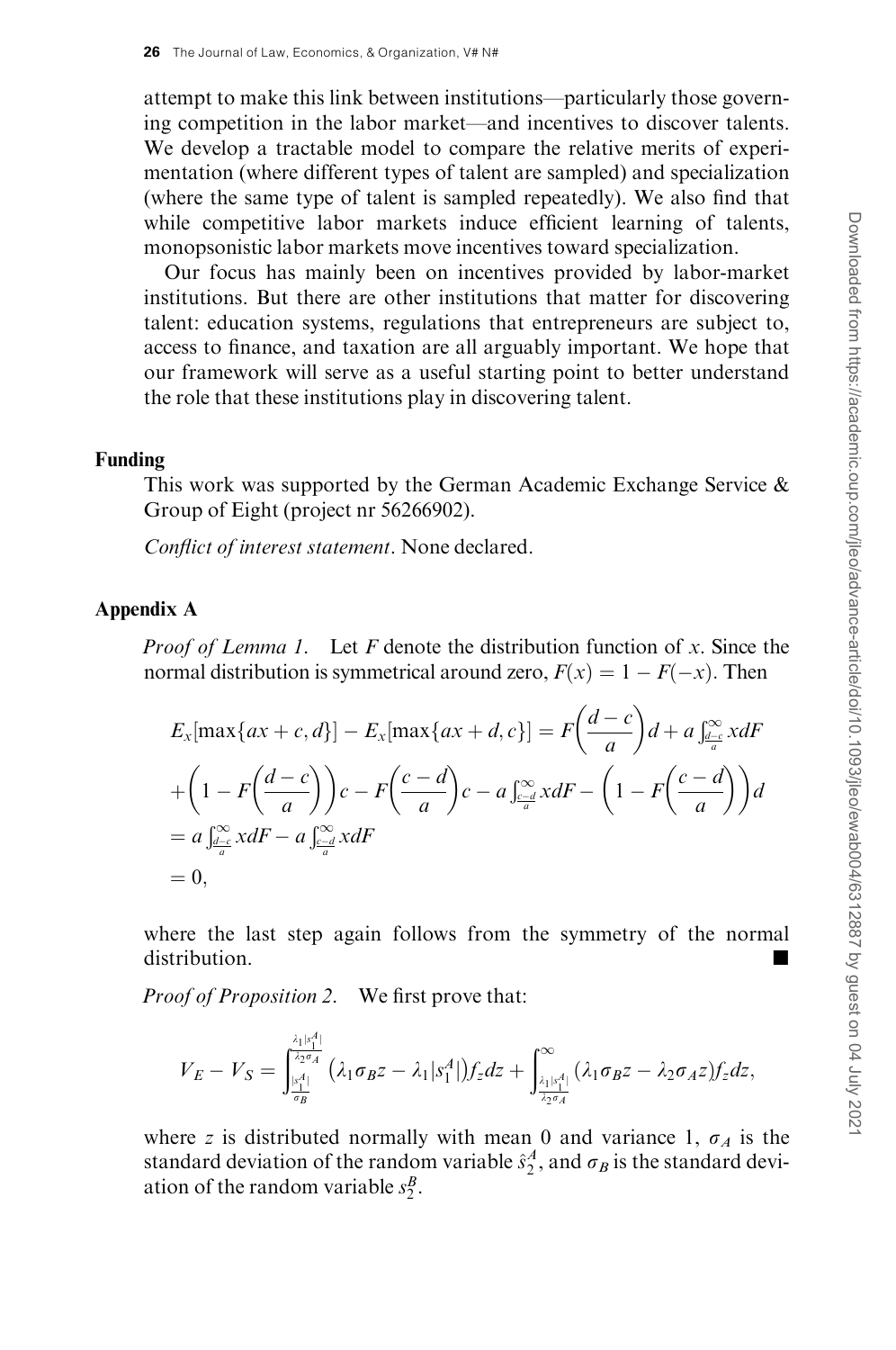attempt to make this link between institutions—particularly those governing competition in the labor market—and incentives to discover talents. We develop a tractable model to compare the relative merits of experimentation (where different types of talent are sampled) and specialization (where the same type of talent is sampled repeatedly). We also find that while competitive labor markets induce efficient learning of talents, monopsonistic labor markets move incentives toward specialization.

Our focus has mainly been on incentives provided by labor-market institutions. But there are other institutions that matter for discovering talent: education systems, regulations that entrepreneurs are subject to, access to finance, and taxation are all arguably important. We hope that our framework will serve as a useful starting point to better understand the role that these institutions play in discovering talent.

## Funding

This work was supported by the German Academic Exchange Service & Group of Eight (project nr 56266902).

*Conflict of interest statement*. None declared.

## Appendix A

*Proof of Lemma 1.* Let $F$ denote the distribution function of $x$. Since the normal distribution is symmetrical around zero, $F(x) = 1 - F(-x)$. Then

$$
\begin{aligned}
E_x[\max\{ax + c, d\}] - E_x[\max\{ax + d, c\}] &= F\left(\frac{d-c}{a}\right)d + a\int_{\frac{d-c}{a}}^{\infty} x dF \\
&\quad + \left(1 - F\left(\frac{d-c}{a}\right)\right)c - F\left(\frac{c-d}{a}\right)c - a\int_{\frac{c-d}{a}}^{\infty} x dF - \left(1 - F\left(\frac{c-d}{a}\right)\right)d \\
&= a\int_{\frac{d-c}{a}}^{\infty} x dF - a\int_{\frac{c-d}{a}}^{\infty} x dF \\
&= 0,
\end{aligned}
$$

where the last step again follows from the symmetry of the normal distribution. ∎

*Proof of Proposition 2.* We first prove that:

$$
V_E - V_S = \int_{\frac{|s_1^A|}{\sigma_B}}^{\frac{\lambda_1 |s_1^A|}{\lambda_2 \sigma_A}} \left(\lambda_1 \sigma_B z - \lambda_1 |s_1^A|\right) f_z dz + \int_{\frac{\lambda_1 |s_1^A|}{\lambda_2 \sigma_A}}^{\infty} (\lambda_1 \sigma_B z - \lambda_2 \sigma_A z) f_z dz,
$$

where $z$ is distributed normally with mean 0 and variance 1, $\sigma_A$ is the standard deviation of the random variable $\hat{s}_2^A$, and $\sigma_B$ is the standard deviation of the random variable $s_2^B$.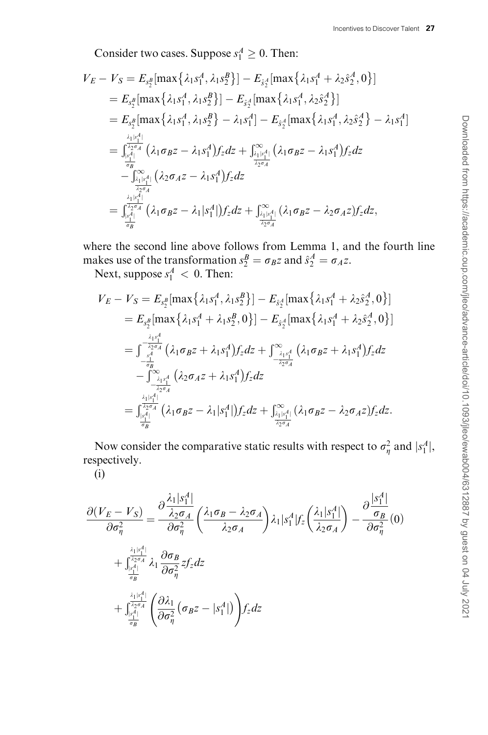Consider two cases. Suppose $s_1^A \geq 0$. Then:

$$
\begin{aligned}
V_E - V_S &= E_{s_2^B}[\max\{\lambda_1 s_1^A, \lambda_1 s_2^B\}] - E_{\hat{s}_2^A}[\max\{\lambda_1 s_1^A + \lambda_2 \hat{s}_2^A, 0\}] \\
&= E_{s_2^B}[\max\{\lambda_1 s_1^A, \lambda_1 s_2^B\}] - E_{\hat{s}_2^A}[\max\{\lambda_1 s_1^A, \lambda_2 \hat{s}_2^A\}] \\
&= E_{s_2^B}[\max\{\lambda_1 s_1^A, \lambda_1 s_2^B\} - \lambda_1 s_1^A] - E_{\hat{s}_2^A}[\max\{\lambda_1 s_1^A, \lambda_2 \hat{s}_2^A\} - \lambda_1 s_1^A] \\
&= \int_{\frac{|s_1^A|}{\sigma_B}}^{\frac{\lambda_1 |s_1^A|}{\lambda_2 \sigma_A}} \left(\lambda_1 \sigma_B z - \lambda_1 s_1^A\right) f_z dz + \int_{\frac{\lambda_1 |s_1^A|}{\lambda_2 \sigma_A}}^{\infty} \left(\lambda_1 \sigma_B z - \lambda_1 s_1^A\right) f_z dz \\
&\quad - \int_{\frac{\lambda_1 |s_1^A|}{\lambda_2 \sigma_A}}^{\infty} \left(\lambda_2 \sigma_A z - \lambda_1 s_1^A\right) f_z dz \\
&= \int_{\frac{|s_1^A|}{\sigma_B}}^{\frac{\lambda_1 |s_1^A|}{\lambda_2 \sigma_A}} \left(\lambda_1 \sigma_B z - \lambda_1 |s_1^A|\right) f_z dz + \int_{\frac{\lambda_1 |s_1^A|}{\lambda_2 \sigma_A}}^{\infty} (\lambda_1 \sigma_B z - \lambda_2 \sigma_A z) f_z dz,
\end{aligned}
$$

where the second line above follows from Lemma 1, and the fourth line makes use of the transformation $s_2^B = \sigma_B z$ and $\hat{s}_2^A = \sigma_A z$.

Next, suppose $s_1^A < 0$. Then:

$$
\begin{aligned}
V_E - V_S &= E_{s_2^B}[\max\{\lambda_1 s_1^A, \lambda_1 s_2^B\}] - E_{\hat{s}_2^A}[\max\{\lambda_1 s_1^A + \lambda_2 \hat{s}_2^A, 0\}] \\
&= E_{s_2^B}[\max\{\lambda_1 s_1^A + \lambda_1 s_2^B, 0\}] - E_{\hat{s}_2^A}[\max\{\lambda_1 s_1^A + \lambda_2 \hat{s}_2^A, 0\}] \\
&= \int_{-\frac{s_1^A}{\sigma_B}}^{-\frac{\lambda_1 s_1^A}{\lambda_2 \sigma_A}} \left(\lambda_1 \sigma_B z + \lambda_1 s_1^A\right) f_z dz + \int_{-\frac{\lambda_1 s_1^A}{\lambda_2 \sigma_A}}^{\infty} \left(\lambda_1 \sigma_B z + \lambda_1 s_1^A\right) f_z dz \\
&\quad - \int_{-\frac{\lambda_1 s_1^A}{\lambda_2 \sigma_A}}^{\infty} \left(\lambda_2 \sigma_A z + \lambda_1 s_1^A\right) f_z dz \\
&= \int_{\frac{|s_1^A|}{\sigma_B}}^{\frac{\lambda_1 |s_1^A|}{\lambda_2 \sigma_A}} \left(\lambda_1 \sigma_B z - \lambda_1 |s_1^A|\right) f_z dz + \int_{\frac{\lambda_1 |s_1^A|}{\lambda_2 \sigma_A}}^{\infty} (\lambda_1 \sigma_B z - \lambda_2 \sigma_A z) f_z dz.
\end{aligned}
$$

Now consider the comparative static results with respect to $\sigma_\eta^2$ and $|s_1^A|$, respectively.

(i)

$$
\begin{aligned}
\frac{\partial (V_E - V_S)}{\partial \sigma_\eta^2} &= \frac{\partial \frac{\lambda_1 |s_1^A|}{\lambda_2 \sigma_A}}{\partial \sigma_\eta^2} \left(\frac{\lambda_1 \sigma_B - \lambda_2 \sigma_A}{\lambda_2 \sigma_A}\right) \lambda_1 |s_1^A| f_z\left(\frac{\lambda_1 |s_1^A|}{\lambda_2 \sigma_A}\right) - \frac{\partial \frac{|s_1^A|}{\sigma_B}}{\partial \sigma_\eta^2}(0) \\
&\quad + \int_{\frac{|s_1^A|}{\sigma_B}}^{\frac{\lambda_1 |s_1^A|}{\lambda_2 \sigma_A}} \lambda_1 \frac{\partial \sigma_B}{\partial \sigma_\eta^2} z f_z dz \\
&\quad + \int_{\frac{|s_1^A|}{\sigma_B}}^{\frac{\lambda_1 |s_1^A|}{\lambda_2 \sigma_A}} \left(\frac{\partial \lambda_1}{\partial \sigma_\eta^2}\left(\sigma_B z - |s_1^A|\right)\right) f_z dz
\end{aligned}
$$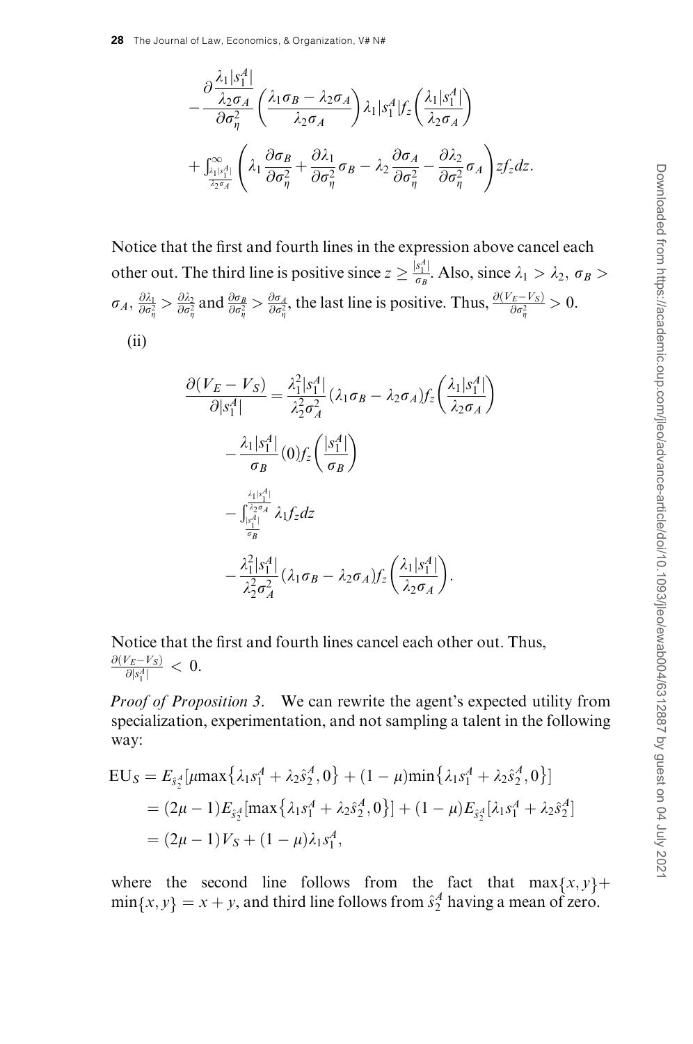$$
-\frac{\partial \frac{\lambda_1 |s_1^A|}{\lambda_2 \sigma_A}}{\partial \sigma_\eta^2} \left( \frac{\lambda_1 \sigma_B - \lambda_2 \sigma_A}{\lambda_2 \sigma_A} \right) \lambda_1 |s_1^A| f_z \left( \frac{\lambda_1 |s_1^A|}{\lambda_2 \sigma_A} \right)
$$

$$
+ \int_{\frac{\lambda_1 |s_1^A|}{\lambda_2 \sigma_A}}^{\infty} \left( \lambda_1 \frac{\partial \sigma_B}{\partial \sigma_\eta^2} + \frac{\partial \lambda_1}{\partial \sigma_\eta^2} \sigma_B - \lambda_2 \frac{\partial \sigma_A}{\partial \sigma_\eta^2} - \frac{\partial \lambda_2}{\partial \sigma_\eta^2} \sigma_A \right) z f_z dz.
$$

Notice that the first and fourth lines in the expression above cancel each other out. The third line is positive since $z \geq \frac{|s_1^A|}{\sigma_B}$. Also, since $\lambda_1 > \lambda_2$, $\sigma_B > \sigma_A$, $\frac{\partial \lambda_1}{\partial \sigma_\eta^2} > \frac{\partial \lambda_2}{\partial \sigma_\eta^2}$ and $\frac{\partial \sigma_B}{\partial \sigma_\eta^2} > \frac{\partial \sigma_A}{\partial \sigma_\eta^2}$, the last line is positive. Thus, $\frac{\partial (V_E - V_S)}{\partial \sigma_\eta^2} > 0$.

(ii)

$$
\frac{\partial (V_E - V_S)}{\partial |s_1^A|} = \frac{\lambda_1^2 |s_1^A|}{\lambda_2^2 \sigma_A^2} (\lambda_1 \sigma_B - \lambda_2 \sigma_A) f_z \left( \frac{\lambda_1 |s_1^A|}{\lambda_2 \sigma_A} \right)
$$

$$
- \frac{\lambda_1 |s_1^A|}{\sigma_B} (0) f_z \left( \frac{|s_1^A|}{\sigma_B} \right)
$$

$$
- \int_{\frac{|s_1^A|}{\sigma_B}}^{\frac{\lambda_1 |s_1^A|}{\lambda_2 \sigma_A}} \lambda_1 f_z dz
$$

$$
- \frac{\lambda_1^2 |s_1^A|}{\lambda_2^2 \sigma_A^2} (\lambda_1 \sigma_B - \lambda_2 \sigma_A) f_z \left( \frac{\lambda_1 |s_1^A|}{\lambda_2 \sigma_A} \right).
$$

Notice that the first and fourth lines cancel each other out. Thus, $\frac{\partial (V_E - V_S)}{\partial |s_1^A|} < 0$.

*Proof of Proposition 3.* We can rewrite the agent's expected utility from specialization, experimentation, and not sampling a talent in the following way:

$$
\begin{aligned}
\text{EU}_S &= E_{\hat{s}_2^A} [\mu \max\{\lambda_1 s_1^A + \lambda_2 \hat{s}_2^A, 0\} + (1 - \mu) \min\{\lambda_1 s_1^A + \lambda_2 \hat{s}_2^A, 0\}] \\
&= (2\mu - 1) E_{\hat{s}_2^A} [\max\{\lambda_1 s_1^A + \lambda_2 \hat{s}_2^A, 0\}] + (1 - \mu) E_{\hat{s}_2^A} [\lambda_1 s_1^A + \lambda_2 \hat{s}_2^A] \\
&= (2\mu - 1) V_S + (1 - \mu) \lambda_1 s_1^A,
\end{aligned}
$$

where the second line follows from the fact that $\max\{x, y\} + \min\{x, y\} = x + y$, and third line follows from $\hat{s}_2^A$ having a mean of zero.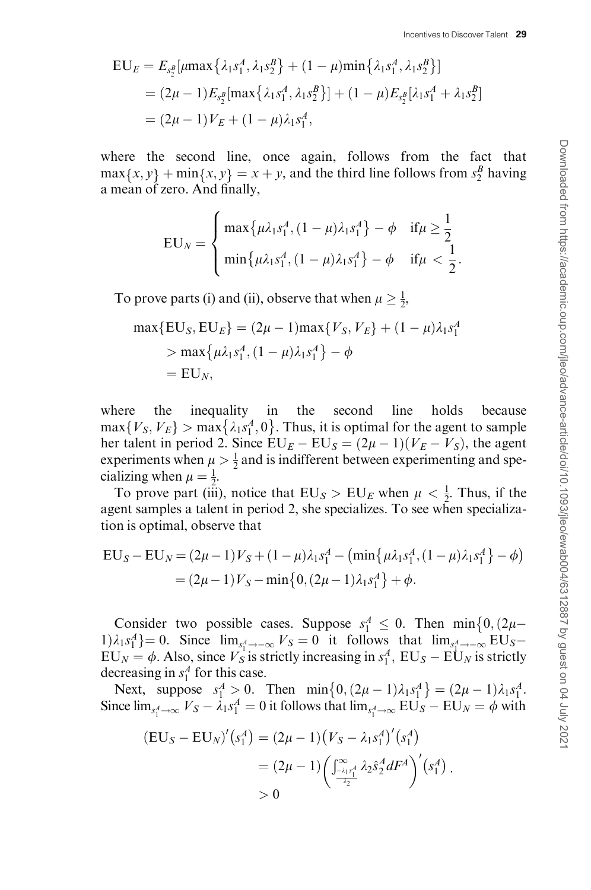$$
\begin{aligned}
\mathrm{EU}_E &= E_{s_2^B}\left[\mu \max\left\{\lambda_1 s_1^A, \lambda_1 s_2^B\right\} + (1-\mu)\min\left\{\lambda_1 s_1^A, \lambda_1 s_2^B\right\}\right] \\
&= (2\mu - 1)E_{s_2^B}\left[\max\left\{\lambda_1 s_1^A, \lambda_1 s_2^B\right\}\right] + (1-\mu)E_{s_2^B}\left[\lambda_1 s_1^A + \lambda_1 s_2^B\right] \\
&= (2\mu - 1)V_E + (1-\mu)\lambda_1 s_1^A,
\end{aligned}
$$

where the second line, once again, follows from the fact that $\max\{x, y\} + \min\{x, y\} = x + y$, and the third line follows from $s_2^B$ having a mean of zero. And finally,

$$
\mathrm{EU}_N = \begin{cases} \max\left\{\mu\lambda_1 s_1^A, (1-\mu)\lambda_1 s_1^A\right\} - \phi & \text{if } \mu \geq \dfrac{1}{2} \\ \min\left\{\mu\lambda_1 s_1^A, (1-\mu)\lambda_1 s_1^A\right\} - \phi & \text{if } \mu < \dfrac{1}{2}. \end{cases}
$$

To prove parts (i) and (ii), observe that when $\mu \geq \frac{1}{2}$,

$$
\begin{aligned}
\max\{\mathrm{EU}_S, \mathrm{EU}_E\} &= (2\mu - 1)\max\{V_S, V_E\} + (1-\mu)\lambda_1 s_1^A \\
&> \max\left\{\mu\lambda_1 s_1^A, (1-\mu)\lambda_1 s_1^A\right\} - \phi \\
&= \mathrm{EU}_N,
\end{aligned}
$$

where the inequality in the second line holds because $\max\{V_S, V_E\} > \max\left\{\lambda_1 s_1^A, 0\right\}$. Thus, it is optimal for the agent to sample her talent in period 2. Since $\mathrm{EU}_E - \mathrm{EU}_S = (2\mu - 1)(V_E - V_S)$, the agent experiments when $\mu > \frac{1}{2}$ and is indifferent between experimenting and specializing when $\mu = \frac{1}{2}$.

To prove part (iii), notice that $\mathrm{EU}_S > \mathrm{EU}_E$ when $\mu < \frac{1}{2}$. Thus, if the agent samples a talent in period 2, she specializes. To see when specialization is optimal, observe that

$$
\begin{aligned}
\mathrm{EU}_S - \mathrm{EU}_N &= (2\mu - 1)V_S + (1-\mu)\lambda_1 s_1^A - \left(\min\left\{\mu\lambda_1 s_1^A, (1-\mu)\lambda_1 s_1^A\right\} - \phi\right) \\
&= (2\mu - 1)V_S - \min\left\{0, (2\mu - 1)\lambda_1 s_1^A\right\} + \phi.
\end{aligned}
$$

Consider two possible cases. Suppose $s_1^A \leq 0$. Then $\min\left\{0, (2\mu - 1)\lambda_1 s_1^A\right\} = 0$. Since $\lim_{s_1^A \to -\infty} V_S = 0$ it follows that $\lim_{s_1^A \to -\infty} \mathrm{EU}_S - \mathrm{EU}_N = \phi$. Also, since $V_S$ is strictly increasing in $s_1^A$, $\mathrm{EU}_S - \mathrm{EU}_N$ is strictly decreasing in $s_1^A$ for this case.

Next, suppose $s_1^A > 0$. Then $\min\left\{0, (2\mu - 1)\lambda_1 s_1^A\right\} = (2\mu - 1)\lambda_1 s_1^A$. Since $\lim_{s_1^A \to \infty} V_S - \lambda_1 s_1^A = 0$ it follows that $\lim_{s_1^A \to \infty} \mathrm{EU}_S - \mathrm{EU}_N = \phi$ with

$$
\begin{aligned}
\left(\mathrm{EU}_S - \mathrm{EU}_N\right)'\left(s_1^A\right) &= (2\mu - 1)\left(V_S - \lambda_1 s_1^A\right)'\left(s_1^A\right) \\
&= (2\mu - 1)\left(\int_{\frac{-\lambda_1 s_1^A}{\lambda_2}}^{\infty} \lambda_2 \hat{s}_2^A \, dF^A\right)'\left(s_1^A\right). \\
&> 0
\end{aligned}
$$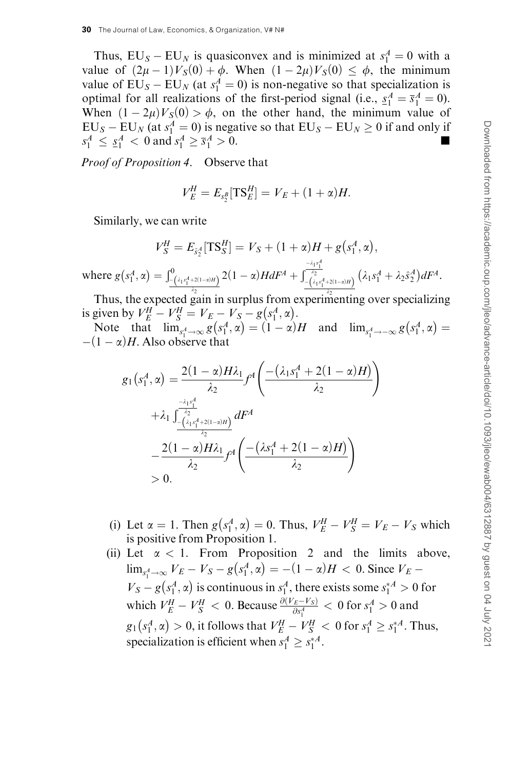Thus, $\mathrm{EU}_S - \mathrm{EU}_N$ is quasiconvex and is minimized at $s_1^A = 0$ with a value of $(2\mu - 1)V_S(0) + \phi$. When $(1 - 2\mu)V_S(0) \le \phi$, the minimum value of $\mathrm{EU}_S - \mathrm{EU}_N$ (at $s_1^A = 0$) is non-negative so that specialization is optimal for all realizations of the first-period signal (i.e., $\underline{s}_1^A = \overline{s}_1^A = 0$). When $(1 - 2\mu)V_S(0) > \phi$, on the other hand, the minimum value of $\mathrm{EU}_S - \mathrm{EU}_N$ (at $s_1^A = 0$) is negative so that $\mathrm{EU}_S - \mathrm{EU}_N \ge 0$ if and only if $s_1^A \le \underline{s}_1^A < 0$ and $s_1^A \ge \overline{s}_1^A > 0$. ■

*Proof of Proposition 4*. Observe that

$$V_E^H = E_{s_2^B}[\mathrm{TS}_E^H] = V_E + (1 + \alpha)H.$$

Similarly, we can write

$$V_S^H = E_{\hat{s}_2^A}[\mathrm{TS}_S^H] = V_S + (1 + \alpha)H + g(s_1^A, \alpha),$$

where $g(s_1^A, \alpha) = \int_{\frac{-(\lambda_1 s_1^A + 2(1-\alpha)H)}{\lambda_2}}^{0} 2(1-\alpha)H dF^A + \int_{\frac{-(\lambda_1 s_1^A + 2(1-\alpha)H)}{\lambda_2}}^{\frac{-\lambda_1 s_1^A}{\lambda_2}} (\lambda_1 s_1^A + \lambda_2 \hat{s}_2^A) dF^A$.

Thus, the expected gain in surplus from experimenting over specializing is given by $V_E^H - V_S^H = V_E - V_S - g(s_1^A, \alpha)$.

Note that $\lim_{s_1^A \to \infty} g(s_1^A, \alpha) = (1 - \alpha)H$ and $\lim_{s_1^A \to -\infty} g(s_1^A, \alpha) = -(1 - \alpha)H$. Also observe that

$$\begin{aligned} g_1(s_1^A, \alpha) &= \frac{2(1-\alpha)H\lambda_1}{\lambda_2} f^A\left(\frac{-(\lambda_1 s_1^A + 2(1-\alpha)H)}{\lambda_2}\right) \\ &\quad + \lambda_1 \int_{\frac{-(\lambda_1 s_1^A + 2(1-\alpha)H)}{\lambda_2}}^{\frac{-\lambda_1 s_1^A}{\lambda_2}} dF^A \\ &\quad - \frac{2(1-\alpha)H\lambda_1}{\lambda_2} f^A\left(\frac{-(\lambda s_1^A + 2(1-\alpha)H)}{\lambda_2}\right) \\ &> 0. \end{aligned}$$

(i) Let $\alpha = 1$. Then $g(s_1^A, \alpha) = 0$. Thus, $V_E^H - V_S^H = V_E - V_S$ which is positive from Proposition 1.

(ii) Let $\alpha < 1$. From Proposition 2 and the limits above, $\lim_{s_1^A \to \infty} V_E - V_S - g(s_1^A, \alpha) = -(1 - \alpha)H < 0$. Since $V_E - V_S - g(s_1^A, \alpha)$ is continuous in $s_1^A$, there exists some $s_1^{*A} > 0$ for which $V_E^H - V_S^H < 0$. Because $\frac{\partial(V_E - V_S)}{\partial s_1^A} < 0$ for $s_1^A > 0$ and $g_1(s_1^A, \alpha) > 0$, it follows that $V_E^H - V_S^H < 0$ for $s_1^A \ge s_1^{*A}$. Thus, specialization is efficient when $s_1^A \ge s_1^{*A}$.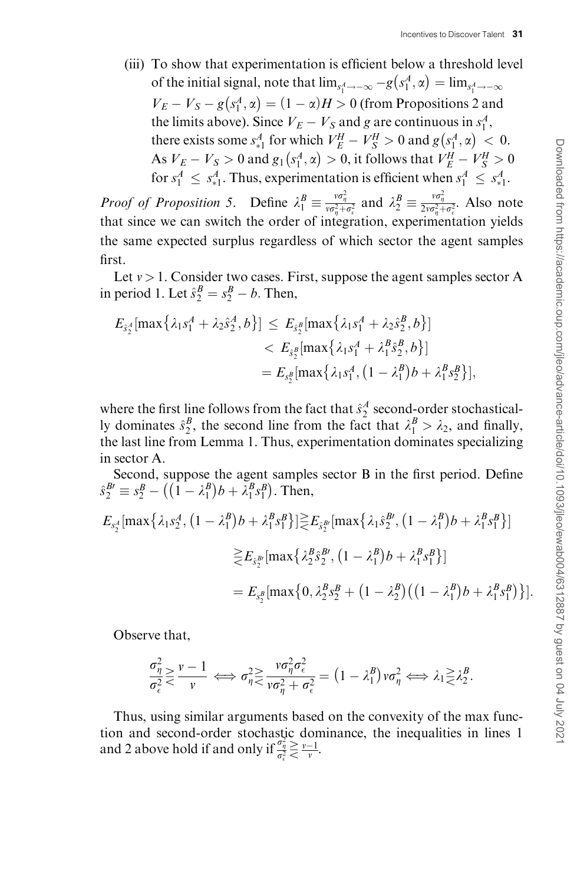(iii) To show that experimentation is efficient below a threshold level of the initial signal, note that $\lim_{s_1^A \to -\infty} -g(s_1^A, \alpha) = \lim_{s_1^A \to -\infty} V_E - V_S - g(s_1^A, \alpha) = (1-\alpha)H > 0$ (from Propositions 2 and the limits above). Since $V_E - V_S$ and $g$ are continuous in $s_1^A$, there exists some $s_{*1}^A$ for which $V_E^H - V_S^H > 0$ and $g(s_1^A, \alpha) < 0$. As $V_E - V_S > 0$ and $g_1(s_1^A, \alpha) > 0$, it follows that $V_E^H - V_S^H > 0$ for $s_1^A \leq s_{*1}^A$. Thus, experimentation is efficient when $s_1^A \leq s_{*1}^A$.

*Proof of Proposition 5.* Define $\lambda_1^B \equiv \frac{v\sigma_\eta^2}{v\sigma_\eta^2 + \sigma_\epsilon^2}$ and $\lambda_2^B \equiv \frac{v\sigma_\eta^2}{2v\sigma_\eta^2 + \sigma_\epsilon^2}$. Also note that since we can switch the order of integration, experimentation yields the same expected surplus regardless of which sector the agent samples first.

Let $v > 1$. Consider two cases. First, suppose the agent samples sector A in period 1. Let $\hat{s}_2^B = s_2^B - b$. Then,

$$
\begin{aligned}
E_{\hat{s}_2^A}[\max\{\lambda_1 s_1^A + \lambda_2 \hat{s}_2^A, b\}] &\leq E_{\hat{s}_2^B}[\max\{\lambda_1 s_1^A + \lambda_2 \hat{s}_2^B, b\}] \\
&< E_{\hat{s}_2^B}[\max\{\lambda_1 s_1^A + \lambda_1^B \hat{s}_2^B, b\}] \\
&= E_{s_2^B}[\max\{\lambda_1 s_1^A, (1-\lambda_1^B)b + \lambda_1^B s_2^B\}],
\end{aligned}
$$

where the first line follows from the fact that $\hat{s}_2^A$ second-order stochastically dominates $\hat{s}_2^B$, the second line from the fact that $\lambda_1^B > \lambda_2$, and finally, the last line from Lemma 1. Thus, experimentation dominates specializing in sector A.

Second, suppose the agent samples sector B in the first period. Define $\hat{s}_2^{B\prime} \equiv s_2^B - ((1-\lambda_1^B)b + \lambda_1^B s_1^B)$. Then,

$$
\begin{aligned}
E_{s_2^A}[\max\{\lambda_1 s_2^A, (1-\lambda_1^B)b + \lambda_1^B s_1^B\}] &\gtreqless E_{\hat{s}_2^{B\prime}}[\max\{\lambda_1 \hat{s}_2^{B\prime}, (1-\lambda_1^B)b + \lambda_1^B s_1^B\}] \\
&\gtreqless E_{\hat{s}_2^{B\prime}}[\max\{\lambda_2^B \hat{s}_2^{B\prime}, (1-\lambda_1^B)b + \lambda_1^B s_1^B\}] \\
&= E_{s_2^B}[\max\{0, \lambda_2^B s_2^B + (1-\lambda_2^B)((1-\lambda_1^B)b + \lambda_1^B s_1^B)\}].
\end{aligned}
$$

Observe that,

$$
\frac{\sigma_\eta^2}{\sigma_\epsilon^2} \gtreqless \frac{v-1}{v} \iff \sigma_\eta^2 \gtreqless \frac{v\sigma_\eta^2 \sigma_\epsilon^2}{v\sigma_\eta^2 + \sigma_\epsilon^2} = (1-\lambda_1^B)v\sigma_\eta^2 \iff \lambda_1 \gtreqless \lambda_2^B.
$$

Thus, using similar arguments based on the convexity of the max function and second-order stochastic dominance, the inequalities in lines 1 and 2 above hold if and only if $\frac{\sigma_\eta^2}{\sigma_\epsilon^2} \gtreqless \frac{v-1}{v}$.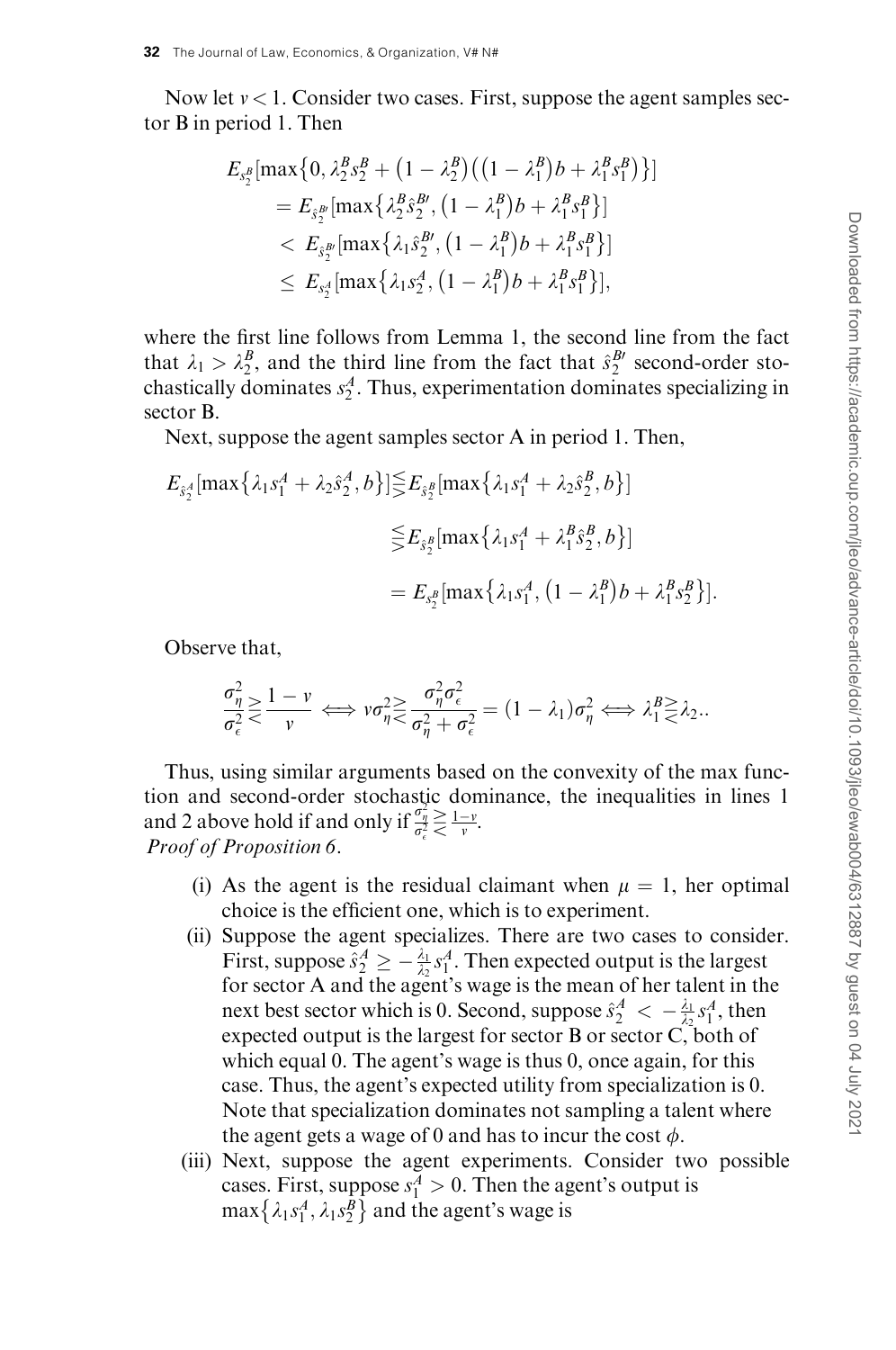Now let $v < 1$. Consider two cases. First, suppose the agent samples sector B in period 1. Then

$$
\begin{aligned}
&E_{s_2^B}[\max\{0, \lambda_2^B s_2^B + (1-\lambda_2^B)((1-\lambda_1^B)b + \lambda_1^B s_1^B)\}] \\
&\quad = E_{\hat{s}_2^{B\prime}}[\max\{\lambda_2^B \hat{s}_2^{B\prime}, (1-\lambda_1^B)b + \lambda_1^B s_1^B\}] \\
&\quad < E_{\hat{s}_2^{B\prime}}[\max\{\lambda_1 \hat{s}_2^{B\prime}, (1-\lambda_1^B)b + \lambda_1^B s_1^B\}] \\
&\quad \leq E_{s_2^A}[\max\{\lambda_1 s_2^A, (1-\lambda_1^B)b + \lambda_1^B s_1^B\}],
\end{aligned}
$$

where the first line follows from Lemma 1, the second line from the fact that $\lambda_1 > \lambda_2^B$, and the third line from the fact that $\hat{s}_2^{B\prime}$ second-order stochastically dominates $s_2^A$. Thus, experimentation dominates specializing in sector B.

Next, suppose the agent samples sector A in period 1. Then,

$$
\begin{aligned}
E_{\hat{s}_2^A}[\max\{\lambda_1 s_1^A + \lambda_2 \hat{s}_2^A, b\}] &\lesseqgtr E_{\hat{s}_2^B}[\max\{\lambda_1 s_1^A + \lambda_2 \hat{s}_2^B, b\}] \\
&\lesseqgtr E_{\hat{s}_2^B}[\max\{\lambda_1 s_1^A + \lambda_1^B \hat{s}_2^B, b\}] \\
&= E_{s_2^B}[\max\{\lambda_1 s_1^A, (1-\lambda_1^B)b + \lambda_1^B s_2^B\}].
\end{aligned}
$$

Observe that,

$$
\frac{\sigma_\eta^2}{\sigma_\epsilon^2} \gtreqless \frac{1-v}{v} \iff v\sigma_\eta^2 \gtreqless \frac{\sigma_\eta^2 \sigma_\epsilon^2}{\sigma_\eta^2 + \sigma_\epsilon^2} = (1-\lambda_1)\sigma_\eta^2 \iff \lambda_1^B \gtreqless \lambda_2..
$$

Thus, using similar arguments based on the convexity of the max function and second-order stochastic dominance, the inequalities in lines 1 and 2 above hold if and only if $\frac{\sigma_\eta^2}{\sigma_\epsilon^2} \gtreqless \frac{1-v}{v}$.

*Proof of Proposition 6.*

(i) As the agent is the residual claimant when $\mu = 1$, her optimal choice is the efficient one, which is to experiment.

(ii) Suppose the agent specializes. There are two cases to consider. First, suppose $\hat{s}_2^A \geq -\frac{\lambda_1}{\lambda_2} s_1^A$. Then expected output is the largest for sector A and the agent's wage is the mean of her talent in the next best sector which is 0. Second, suppose $\hat{s}_2^A < -\frac{\lambda_1}{\lambda_2} s_1^A$, then expected output is the largest for sector B or sector C, both of which equal 0. The agent's wage is thus 0, once again, for this case. Thus, the agent's expected utility from specialization is 0. Note that specialization dominates not sampling a talent where the agent gets a wage of 0 and has to incur the cost $\phi$.

(iii) Next, suppose the agent experiments. Consider two possible cases. First, suppose $s_1^A > 0$. Then the agent's output is $\max\{\lambda_1 s_1^A, \lambda_1 s_2^B\}$ and the agent's wage is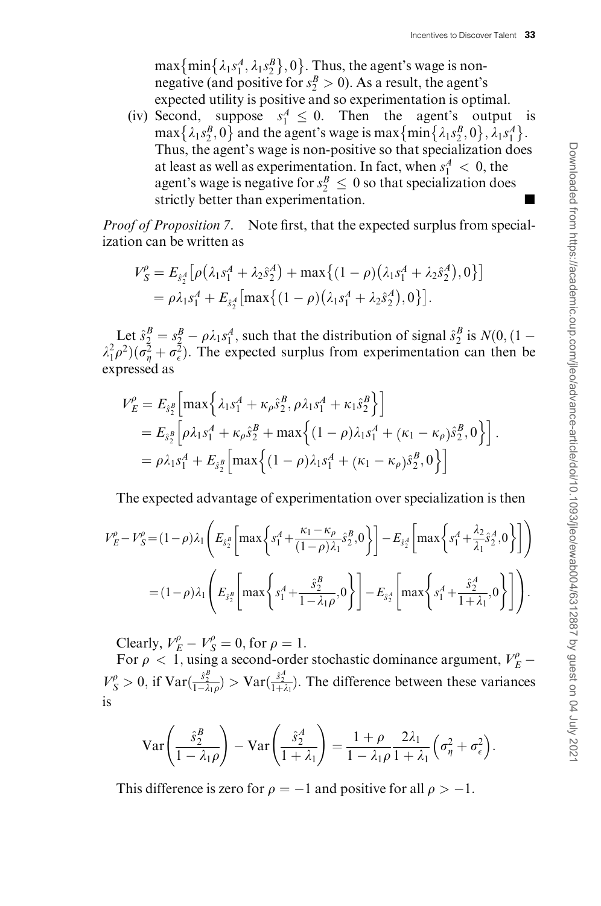$\max\{\min\{\lambda_1 s_1^A, \lambda_1 s_2^B\}, 0\}$. Thus, the agent's wage is non-negative (and positive for $s_2^B > 0$). As a result, the agent's expected utility is positive and so experimentation is optimal.

(iv) Second, suppose $s_1^A \leq 0$. Then the agent's output is $\max\{\lambda_1 s_2^B, 0\}$ and the agent's wage is $\max\{\min\{\lambda_1 s_2^B, 0\}, \lambda_1 s_1^A\}$. Thus, the agent's wage is non-positive so that specialization does at least as well as experimentation. In fact, when $s_1^A < 0$, the agent's wage is negative for $s_2^B \leq 0$ so that specialization does strictly better than experimentation. ■

*Proof of Proposition 7.* Note first, that the expected surplus from specialization can be written as

$$
\begin{aligned}
V_S^\rho &= E_{\hat{s}_2^A}\left[\rho\left(\lambda_1 s_1^A + \lambda_2 \hat{s}_2^A\right) + \max\left\{(1-\rho)\left(\lambda_1 s_1^A + \lambda_2 \hat{s}_2^A\right), 0\right\}\right] \\
&= \rho \lambda_1 s_1^A + E_{\hat{s}_2^A}\left[\max\left\{(1-\rho)\left(\lambda_1 s_1^A + \lambda_2 \hat{s}_2^A\right), 0\right\}\right].
\end{aligned}
$$

Let $\hat{s}_2^B = s_2^B - \rho\lambda_1 s_1^A$, such that the distribution of signal $\hat{s}_2^B$ is $N(0, (1-\lambda_1^2\rho^2)(\sigma_\eta^2 + \sigma_\epsilon^2))$. The expected surplus from experimentation can then be expressed as

$$
\begin{aligned}
V_E^\rho &= E_{\hat{s}_2^B}\left[\max\left\{\lambda_1 s_1^A + \kappa_\rho \hat{s}_2^B, \rho\lambda_1 s_1^A + \kappa_1 \hat{s}_2^B\right\}\right] \\
&= E_{\hat{s}_2^B}\left[\rho\lambda_1 s_1^A + \kappa_\rho \hat{s}_2^B + \max\left\{(1-\rho)\lambda_1 s_1^A + (\kappa_1 - \kappa_\rho)\hat{s}_2^B, 0\right\}\right]. \\
&= \rho\lambda_1 s_1^A + E_{\hat{s}_2^B}\left[\max\left\{(1-\rho)\lambda_1 s_1^A + (\kappa_1 - \kappa_\rho)\hat{s}_2^B, 0\right\}\right]
\end{aligned}
$$

The expected advantage of experimentation over specialization is then

$$
\begin{aligned}
V_E^\rho - V_S^\rho &= (1-\rho)\lambda_1\left(E_{\hat{s}_2^B}\left[\max\left\{s_1^A + \frac{\kappa_1 - \kappa_\rho}{(1-\rho)\lambda_1}\hat{s}_2^B, 0\right\}\right] - E_{\hat{s}_2^A}\left[\max\left\{s_1^A + \frac{\lambda_2}{\lambda_1}\hat{s}_2^A, 0\right\}\right]\right) \\
&= (1-\rho)\lambda_1\left(E_{\hat{s}_2^B}\left[\max\left\{s_1^A + \frac{\hat{s}_2^B}{1-\lambda_1\rho}, 0\right\}\right] - E_{\hat{s}_2^A}\left[\max\left\{s_1^A + \frac{\hat{s}_2^A}{1+\lambda_1}, 0\right\}\right]\right).
\end{aligned}
$$

Clearly, $V_E^\rho - V_S^\rho = 0$, for $\rho = 1$.

For $\rho < 1$, using a second-order stochastic dominance argument, $V_E^\rho - V_S^\rho > 0$, if $\mathrm{Var}(\frac{\hat{s}_2^B}{1-\lambda_1\rho}) > \mathrm{Var}(\frac{\hat{s}_2^A}{1+\lambda_1})$. The difference between these variances is

$$
\mathrm{Var}\left(\frac{\hat{s}_2^B}{1-\lambda_1\rho}\right) - \mathrm{Var}\left(\frac{\hat{s}_2^A}{1+\lambda_1}\right) = \frac{1+\rho}{1-\lambda_1\rho}\frac{2\lambda_1}{1+\lambda_1}\left(\sigma_\eta^2 + \sigma_\epsilon^2\right).
$$

This difference is zero for $\rho = -1$ and positive for all $\rho > -1$.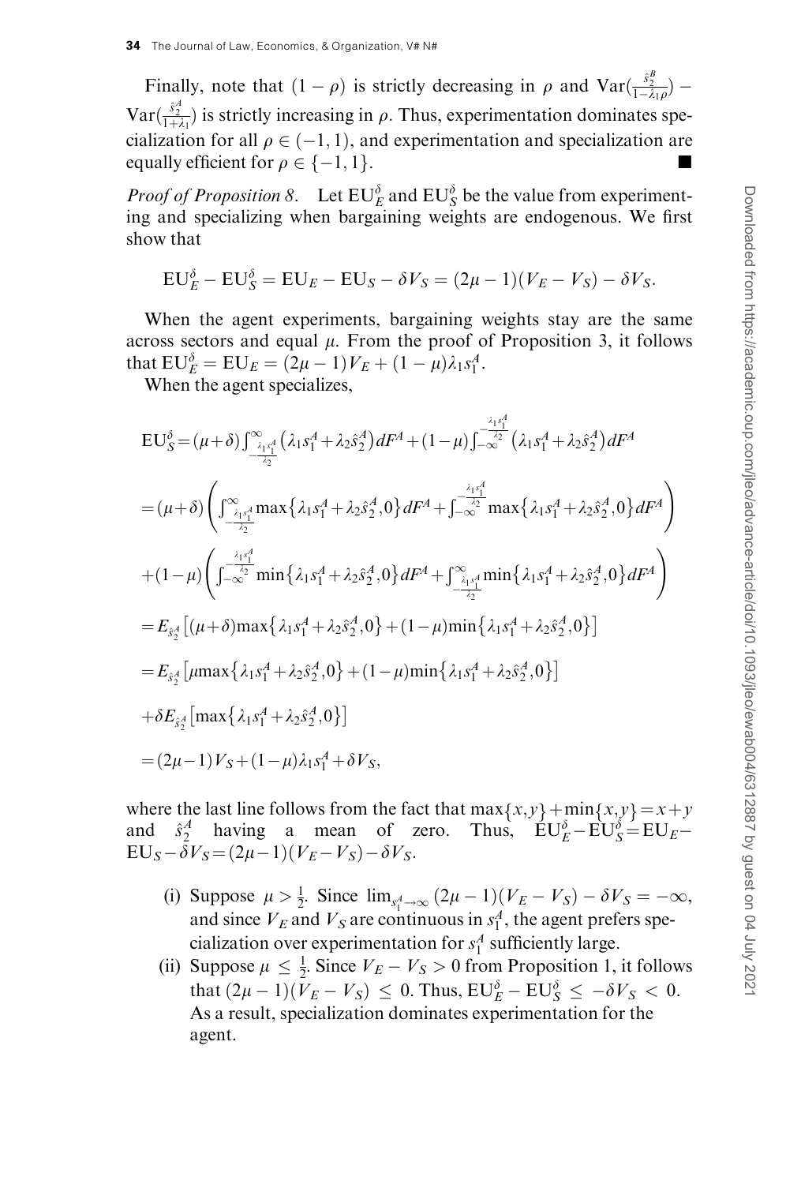Finally, note that $(1-\rho)$ is strictly decreasing in $\rho$ and $\text{Var}(\frac{\hat{s}_2^B}{1-\lambda_1\rho}) - \text{Var}(\frac{\hat{s}_2^A}{1+\lambda_1})$ is strictly increasing in $\rho$. Thus, experimentation dominates specialization for all $\rho \in (-1,1)$, and experimentation and specialization are equally efficient for $\rho \in \{-1,1\}$. ∎

*Proof of Proposition 8.* Let $\text{EU}_E^\delta$ and $\text{EU}_S^\delta$ be the value from experimenting and specializing when bargaining weights are endogenous. We first show that

$$\text{EU}_E^\delta - \text{EU}_S^\delta = \text{EU}_E - \text{EU}_S - \delta V_S = (2\mu-1)(V_E - V_S) - \delta V_S.$$

When the agent experiments, bargaining weights stay are the same across sectors and equal $\mu$. From the proof of Proposition 3, it follows that $\text{EU}_E^\delta = \text{EU}_E = (2\mu-1)V_E + (1-\mu)\lambda_1 s_1^A$.

When the agent specializes,

$$\begin{aligned}
\text{EU}_S^\delta &= (\mu+\delta)\int_{-\frac{\lambda_1 s_1^A}{\lambda_2}}^{\infty}\left(\lambda_1 s_1^A + \lambda_2 \hat{s}_2^A\right)dF^A + (1-\mu)\int_{-\infty}^{-\frac{\lambda_1 s_1^A}{\lambda_2}}\left(\lambda_1 s_1^A + \lambda_2 \hat{s}_2^A\right)dF^A \\
&= (\mu+\delta)\left(\int_{-\frac{\lambda_1 s_1^A}{\lambda_2}}^{\infty}\max\left\{\lambda_1 s_1^A + \lambda_2 \hat{s}_2^A, 0\right\}dF^A + \int_{-\infty}^{-\frac{\lambda_1 s_1^A}{\lambda_2}}\max\left\{\lambda_1 s_1^A + \lambda_2 \hat{s}_2^A, 0\right\}dF^A\right) \\
&\quad + (1-\mu)\left(\int_{-\infty}^{-\frac{\lambda_1 s_1^A}{\lambda_2}}\min\left\{\lambda_1 s_1^A + \lambda_2 \hat{s}_2^A, 0\right\}dF^A + \int_{-\frac{\lambda_1 s_1^A}{\lambda_2}}^{\infty}\min\left\{\lambda_1 s_1^A + \lambda_2 \hat{s}_2^A, 0\right\}dF^A\right) \\
&= E_{\hat{s}_2^A}\left[(\mu+\delta)\max\left\{\lambda_1 s_1^A + \lambda_2 \hat{s}_2^A, 0\right\} + (1-\mu)\min\left\{\lambda_1 s_1^A + \lambda_2 \hat{s}_2^A, 0\right\}\right] \\
&= E_{\hat{s}_2^A}\left[\mu\max\left\{\lambda_1 s_1^A + \lambda_2 \hat{s}_2^A, 0\right\} + (1-\mu)\min\left\{\lambda_1 s_1^A + \lambda_2 \hat{s}_2^A, 0\right\}\right] \\
&\quad + \delta E_{\hat{s}_2^A}\left[\max\left\{\lambda_1 s_1^A + \lambda_2 \hat{s}_2^A, 0\right\}\right] \\
&= (2\mu-1)V_S + (1-\mu)\lambda_1 s_1^A + \delta V_S,
\end{aligned}$$

where the last line follows from the fact that $\max\{x,y\} + \min\{x,y\} = x + y$ and $\hat{s}_2^A$ having a mean of zero. Thus, $\text{EU}_E^\delta - \text{EU}_S^\delta = \text{EU}_E - \text{EU}_S - \delta V_S = (2\mu-1)(V_E - V_S) - \delta V_S$.

(i) Suppose $\mu > \frac{1}{2}$. Since $\lim_{s_1^A \to \infty}(2\mu-1)(V_E - V_S) - \delta V_S = -\infty$, and since $V_E$ and $V_S$ are continuous in $s_1^A$, the agent prefers specialization over experimentation for $s_1^A$ sufficiently large.

(ii) Suppose $\mu \leq \frac{1}{2}$. Since $V_E - V_S > 0$ from Proposition 1, it follows that $(2\mu-1)(V_E - V_S) \leq 0$. Thus, $\text{EU}_E^\delta - \text{EU}_S^\delta \leq -\delta V_S < 0$. As a result, specialization dominates experimentation for the agent.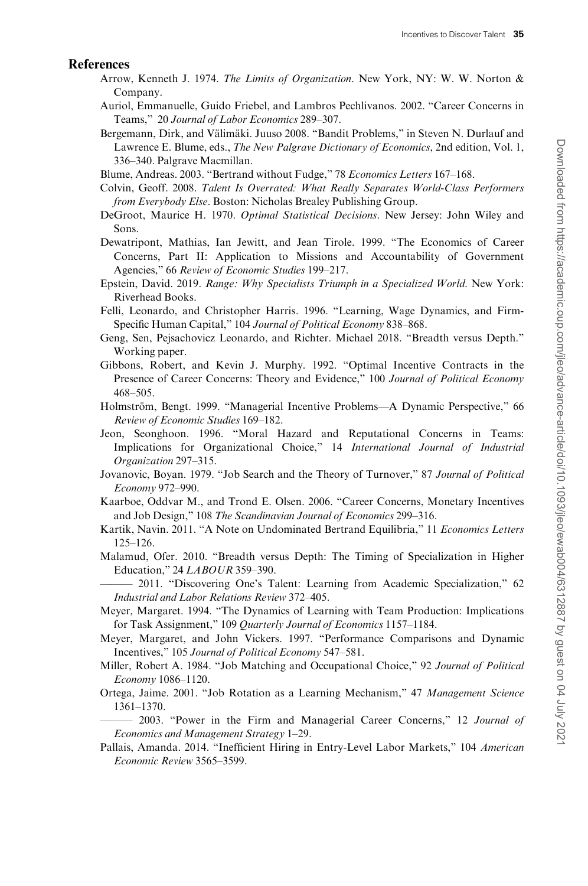## References

Arrow, Kenneth J. 1974. *The Limits of Organization*. New York, NY: W. W. Norton & Company.

Auriol, Emmanuelle, Guido Friebel, and Lambros Pechlivanos. 2002. "Career Concerns in Teams," 20 *Journal of Labor Economics* 289–307.

Bergemann, Dirk, and Välimäki. Juuso 2008. "Bandit Problems," in Steven N. Durlauf and Lawrence E. Blume, eds., *The New Palgrave Dictionary of Economics*, 2nd edition, Vol. 1, 336–340. Palgrave Macmillan.

Blume, Andreas. 2003. "Bertrand without Fudge," 78 *Economics Letters* 167–168.

Colvin, Geoff. 2008. *Talent Is Overrated: What Really Separates World-Class Performers from Everybody Else*. Boston: Nicholas Brealey Publishing Group.

DeGroot, Maurice H. 1970. *Optimal Statistical Decisions*. New Jersey: John Wiley and Sons.

Dewatripont, Mathias, Ian Jewitt, and Jean Tirole. 1999. "The Economics of Career Concerns, Part II: Application to Missions and Accountability of Government Agencies," 66 *Review of Economic Studies* 199–217.

Epstein, David. 2019. *Range: Why Specialists Triumph in a Specialized World*. New York: Riverhead Books.

Felli, Leonardo, and Christopher Harris. 1996. "Learning, Wage Dynamics, and Firm-Specific Human Capital," 104 *Journal of Political Economy* 838–868.

Geng, Sen, Pejsachovicz Leonardo, and Richter. Michael 2018. "Breadth versus Depth." Working paper.

Gibbons, Robert, and Kevin J. Murphy. 1992. "Optimal Incentive Contracts in the Presence of Career Concerns: Theory and Evidence," 100 *Journal of Political Economy* 468–505.

Holmström, Bengt. 1999. "Managerial Incentive Problems—A Dynamic Perspective," 66 *Review of Economic Studies* 169–182.

Jeon, Seonghoon. 1996. "Moral Hazard and Reputational Concerns in Teams: Implications for Organizational Choice," 14 *International Journal of Industrial Organization* 297–315.

Jovanovic, Boyan. 1979. "Job Search and the Theory of Turnover," 87 *Journal of Political Economy* 972–990.

Kaarboe, Oddvar M., and Trond E. Olsen. 2006. "Career Concerns, Monetary Incentives and Job Design," 108 *The Scandinavian Journal of Economics* 299–316.

Kartik, Navin. 2011. "A Note on Undominated Bertrand Equilibria," 11 *Economics Letters* 125–126.

Malamud, Ofer. 2010. "Breadth versus Depth: The Timing of Specialization in Higher Education," 24 *LABOUR* 359–390.

——— 2011. "Discovering One's Talent: Learning from Academic Specialization," 62 *Industrial and Labor Relations Review* 372–405.

Meyer, Margaret. 1994. "The Dynamics of Learning with Team Production: Implications for Task Assignment," 109 *Quarterly Journal of Economics* 1157–1184.

Meyer, Margaret, and John Vickers. 1997. "Performance Comparisons and Dynamic Incentives," 105 *Journal of Political Economy* 547–581.

Miller, Robert A. 1984. "Job Matching and Occupational Choice," 92 *Journal of Political Economy* 1086–1120.

Ortega, Jaime. 2001. "Job Rotation as a Learning Mechanism," 47 *Management Science* 1361–1370.

——— 2003. "Power in the Firm and Managerial Career Concerns," 12 *Journal of Economics and Management Strategy* 1–29.

Pallais, Amanda. 2014. "Inefficient Hiring in Entry-Level Labor Markets," 104 *American Economic Review* 3565–3599.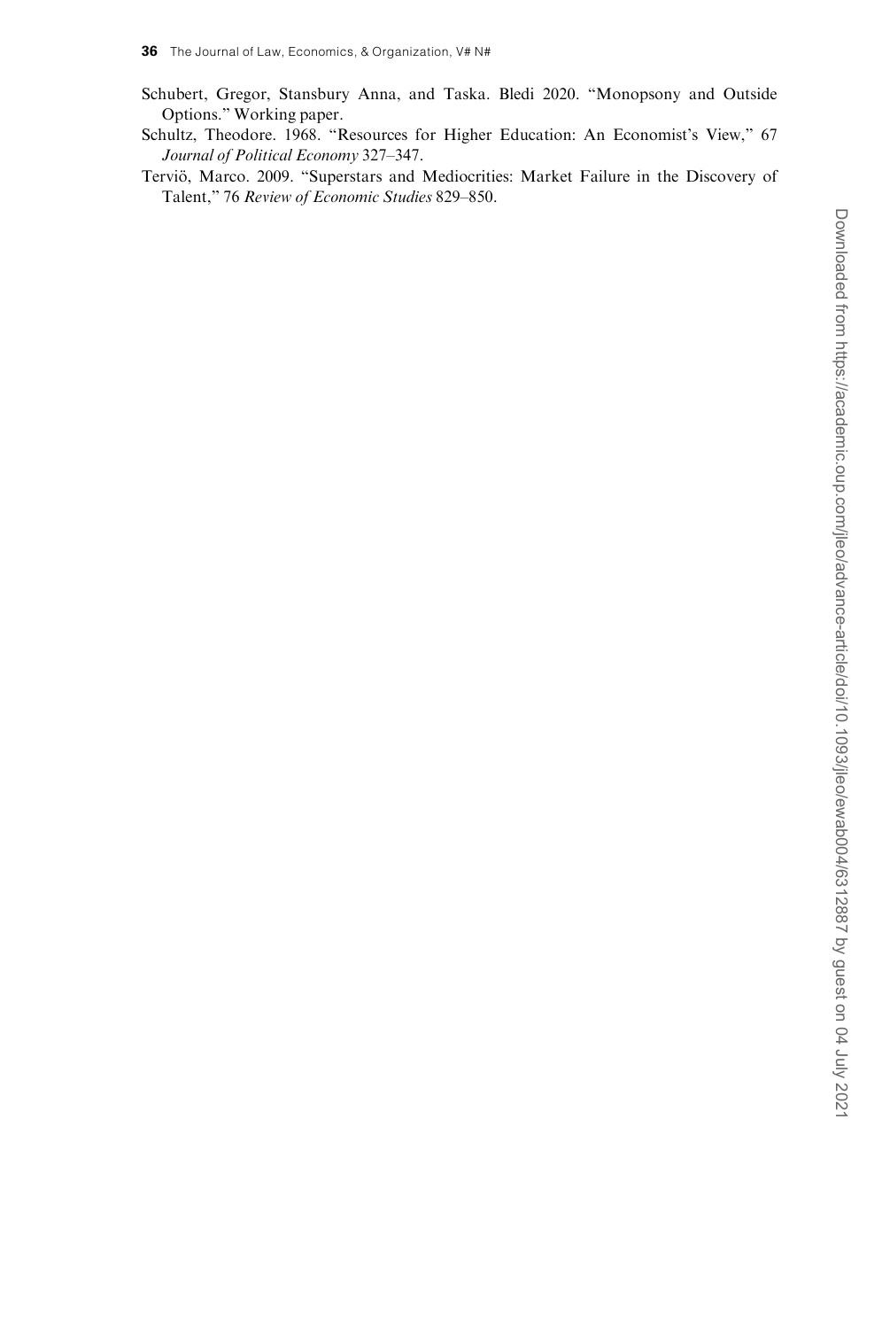Schubert, Gregor, Stansbury Anna, and Taska. Bledi 2020. "Monopsony and Outside Options." Working paper.

Schultz, Theodore. 1968. "Resources for Higher Education: An Economist's View," 67 *Journal of Political Economy* 327–347.

Terviö, Marco. 2009. "Superstars and Mediocrities: Market Failure in the Discovery of Talent," 76 *Review of Economic Studies* 829–850.